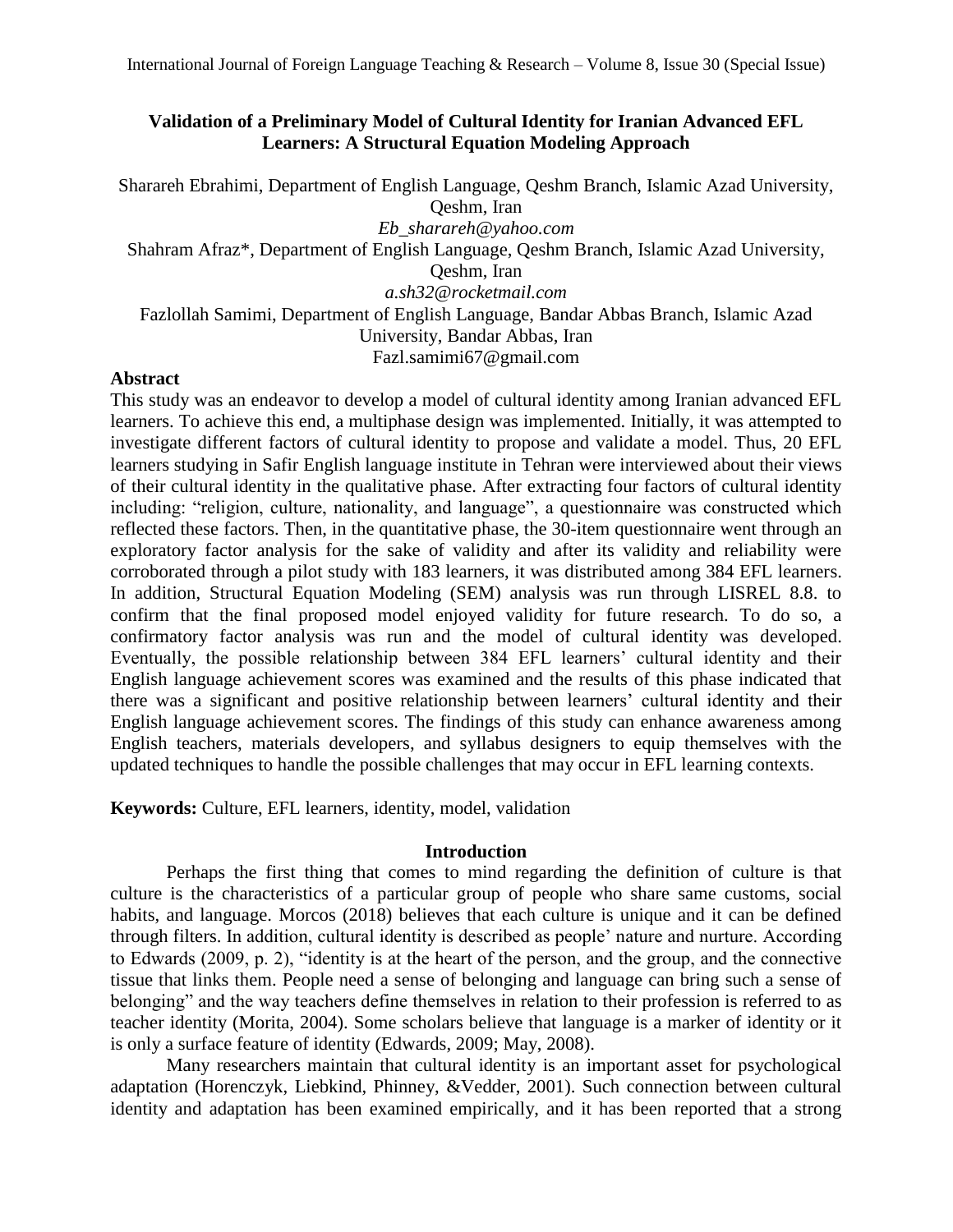# Validation of a Preliminary Model of Cultural Identity for Iranian Advanced EFL Learners: A Structural Equation Modeling Approach

Sharareh Ebrahimi, Department of English Language, Qeshm Branch, Islamic Azad University, Qeshm, Iran

*Eb_sharareh@yahoo.com*

Shahram Afraz*, Department of English Language, Qeshm Branch, Islamic Azad University, Qeshm, Iran

*a.sh32@rocketmail.com*

Fazlollah Samimi, Department of English Language, Bandar Abbas Branch, Islamic Azad University, Bandar Abbas, Iran

Fazl.samimi67@gmail.com

## Abstract

This study was an endeavor to develop a model of cultural identity among Iranian advanced EFL learners. To achieve this end, a multiphase design was implemented. Initially, it was attempted to investigate different factors of cultural identity to propose and validate a model. Thus, 20 EFL learners studying in Safir English language institute in Tehran were interviewed about their views of their cultural identity in the qualitative phase. After extracting four factors of cultural identity including: "religion, culture, nationality, and language", a questionnaire was constructed which reflected these factors. Then, in the quantitative phase, the 30-item questionnaire went through an exploratory factor analysis for the sake of validity and after its validity and reliability were corroborated through a pilot study with 183 learners, it was distributed among 384 EFL learners. In addition, Structural Equation Modeling (SEM) analysis was run through LISREL 8.8. to confirm that the final proposed model enjoyed validity for future research. To do so, a confirmatory factor analysis was run and the model of cultural identity was developed. Eventually, the possible relationship between 384 EFL learners' cultural identity and their English language achievement scores was examined and the results of this phase indicated that there was a significant and positive relationship between learners' cultural identity and their English language achievement scores. The findings of this study can enhance awareness among English teachers, materials developers, and syllabus designers to equip themselves with the updated techniques to handle the possible challenges that may occur in EFL learning contexts.

**Keywords:** Culture, EFL learners, identity, model, validation

## Introduction

Perhaps the first thing that comes to mind regarding the definition of culture is that culture is the characteristics of a particular group of people who share same customs, social habits, and language. Morcos (2018) believes that each culture is unique and it can be defined through filters. In addition, cultural identity is described as people' nature and nurture. According to Edwards (2009, p. 2), "identity is at the heart of the person, and the group, and the connective tissue that links them. People need a sense of belonging and language can bring such a sense of belonging" and the way teachers define themselves in relation to their profession is referred to as teacher identity (Morita, 2004). Some scholars believe that language is a marker of identity or it is only a surface feature of identity (Edwards, 2009; May, 2008).

Many researchers maintain that cultural identity is an important asset for psychological adaptation (Horenczyk, Liebkind, Phinney, &Vedder, 2001). Such connection between cultural identity and adaptation has been examined empirically, and it has been reported that a strong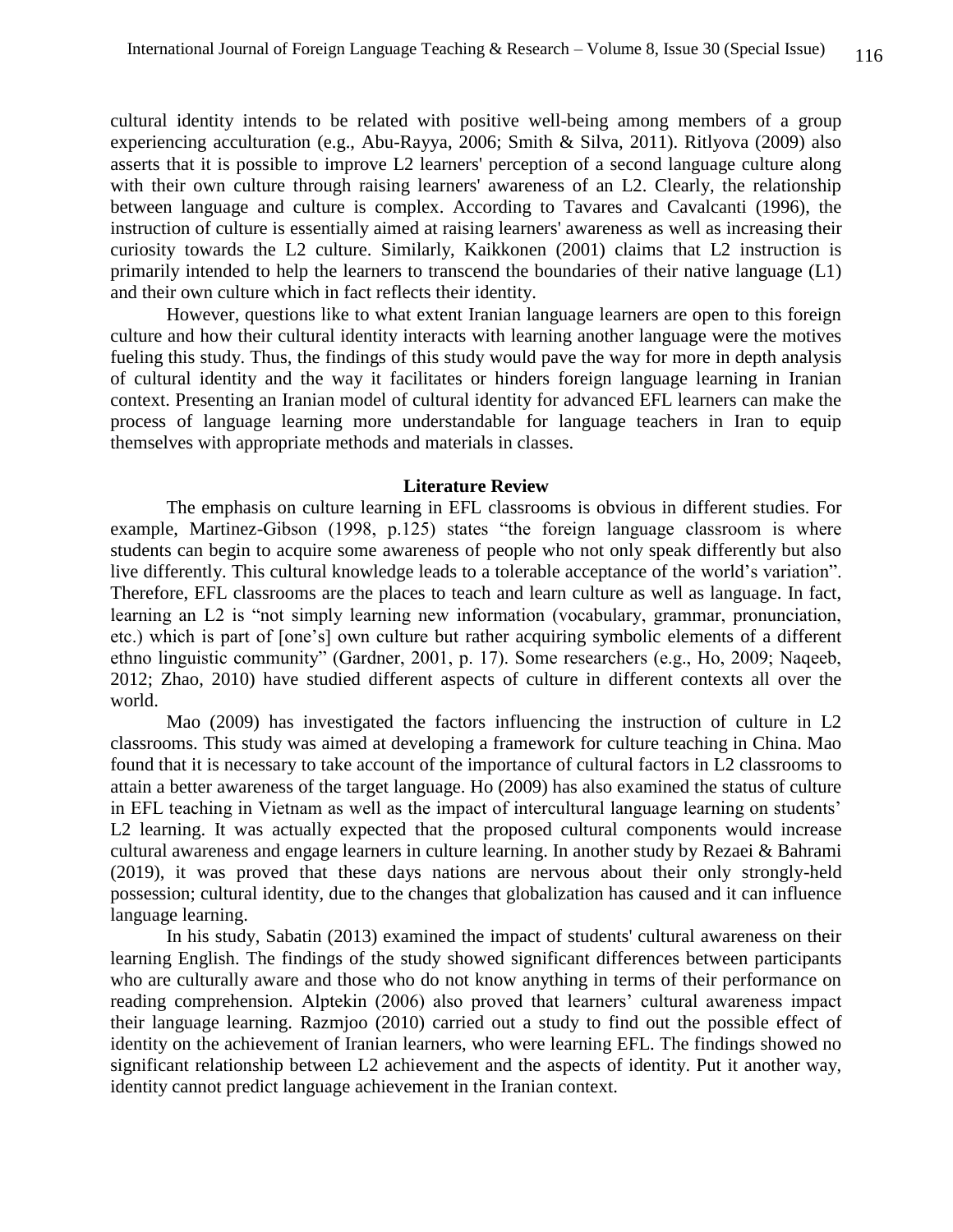cultural identity intends to be related with positive well-being among members of a group experiencing acculturation (e.g., Abu-Rayya, 2006; Smith & Silva, 2011). Ritlyova (2009) also asserts that it is possible to improve L2 learners' perception of a second language culture along with their own culture through raising learners' awareness of an L2. Clearly, the relationship between language and culture is complex. According to Tavares and Cavalcanti (1996), the instruction of culture is essentially aimed at raising learners' awareness as well as increasing their curiosity towards the L2 culture. Similarly, Kaikkonen (2001) claims that L2 instruction is primarily intended to help the learners to transcend the boundaries of their native language (L1) and their own culture which in fact reflects their identity.

However, questions like to what extent Iranian language learners are open to this foreign culture and how their cultural identity interacts with learning another language were the motives fueling this study. Thus, the findings of this study would pave the way for more in depth analysis of cultural identity and the way it facilitates or hinders foreign language learning in Iranian context. Presenting an Iranian model of cultural identity for advanced EFL learners can make the process of language learning more understandable for language teachers in Iran to equip themselves with appropriate methods and materials in classes.

## Literature Review

The emphasis on culture learning in EFL classrooms is obvious in different studies. For example, Martinez-Gibson (1998, p.125) states "the foreign language classroom is where students can begin to acquire some awareness of people who not only speak differently but also live differently. This cultural knowledge leads to a tolerable acceptance of the world's variation". Therefore, EFL classrooms are the places to teach and learn culture as well as language. In fact, learning an L2 is "not simply learning new information (vocabulary, grammar, pronunciation, etc.) which is part of [one's] own culture but rather acquiring symbolic elements of a different ethno linguistic community" (Gardner, 2001, p. 17). Some researchers (e.g., Ho, 2009; Naqeeb, 2012; Zhao, 2010) have studied different aspects of culture in different contexts all over the world.

Mao (2009) has investigated the factors influencing the instruction of culture in L2 classrooms. This study was aimed at developing a framework for culture teaching in China. Mao found that it is necessary to take account of the importance of cultural factors in L2 classrooms to attain a better awareness of the target language. Ho (2009) has also examined the status of culture in EFL teaching in Vietnam as well as the impact of intercultural language learning on students' L2 learning. It was actually expected that the proposed cultural components would increase cultural awareness and engage learners in culture learning. In another study by Rezaei & Bahrami (2019), it was proved that these days nations are nervous about their only strongly-held possession; cultural identity, due to the changes that globalization has caused and it can influence language learning.

In his study, Sabatin (2013) examined the impact of students' cultural awareness on their learning English. The findings of the study showed significant differences between participants who are culturally aware and those who do not know anything in terms of their performance on reading comprehension. Alptekin (2006) also proved that learners' cultural awareness impact their language learning. Razmjoo (2010) carried out a study to find out the possible effect of identity on the achievement of Iranian learners, who were learning EFL. The findings showed no significant relationship between L2 achievement and the aspects of identity. Put it another way, identity cannot predict language achievement in the Iranian context.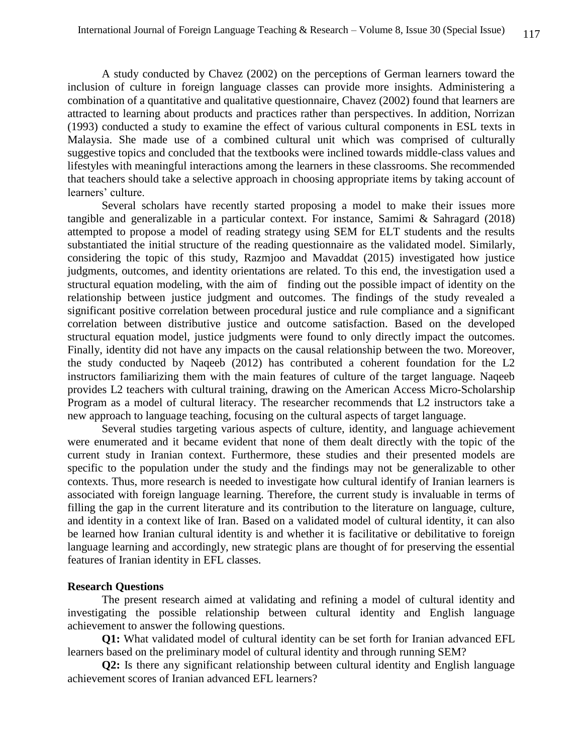A study conducted by Chavez (2002) on the perceptions of German learners toward the inclusion of culture in foreign language classes can provide more insights. Administering a combination of a quantitative and qualitative questionnaire, Chavez (2002) found that learners are attracted to learning about products and practices rather than perspectives. In addition, Norrizan (1993) conducted a study to examine the effect of various cultural components in ESL texts in Malaysia. She made use of a combined cultural unit which was comprised of culturally suggestive topics and concluded that the textbooks were inclined towards middle-class values and lifestyles with meaningful interactions among the learners in these classrooms. She recommended that teachers should take a selective approach in choosing appropriate items by taking account of learners' culture.

Several scholars have recently started proposing a model to make their issues more tangible and generalizable in a particular context. For instance, Samimi & Sahragard (2018) attempted to propose a model of reading strategy using SEM for ELT students and the results substantiated the initial structure of the reading questionnaire as the validated model. Similarly, considering the topic of this study, Razmjoo and Mavaddat (2015) investigated how justice judgments, outcomes, and identity orientations are related. To this end, the investigation used a structural equation modeling, with the aim of finding out the possible impact of identity on the relationship between justice judgment and outcomes. The findings of the study revealed a significant positive correlation between procedural justice and rule compliance and a significant correlation between distributive justice and outcome satisfaction. Based on the developed structural equation model, justice judgments were found to only directly impact the outcomes. Finally, identity did not have any impacts on the causal relationship between the two. Moreover, the study conducted by Naqeeb (2012) has contributed a coherent foundation for the L2 instructors familiarizing them with the main features of culture of the target language. Naqeeb provides L2 teachers with cultural training, drawing on the American Access Micro-Scholarship Program as a model of cultural literacy. The researcher recommends that L2 instructors take a new approach to language teaching, focusing on the cultural aspects of target language.

Several studies targeting various aspects of culture, identity, and language achievement were enumerated and it became evident that none of them dealt directly with the topic of the current study in Iranian context. Furthermore, these studies and their presented models are specific to the population under the study and the findings may not be generalizable to other contexts. Thus, more research is needed to investigate how cultural identify of Iranian learners is associated with foreign language learning. Therefore, the current study is invaluable in terms of filling the gap in the current literature and its contribution to the literature on language, culture, and identity in a context like of Iran. Based on a validated model of cultural identity, it can also be learned how Iranian cultural identity is and whether it is facilitative or debilitative to foreign language learning and accordingly, new strategic plans are thought of for preserving the essential features of Iranian identity in EFL classes.

**Research Questions**

The present research aimed at validating and refining a model of cultural identity and investigating the possible relationship between cultural identity and English language achievement to answer the following questions.

**Q1:** What validated model of cultural identity can be set forth for Iranian advanced EFL learners based on the preliminary model of cultural identity and through running SEM?

**Q2:** Is there any significant relationship between cultural identity and English language achievement scores of Iranian advanced EFL learners?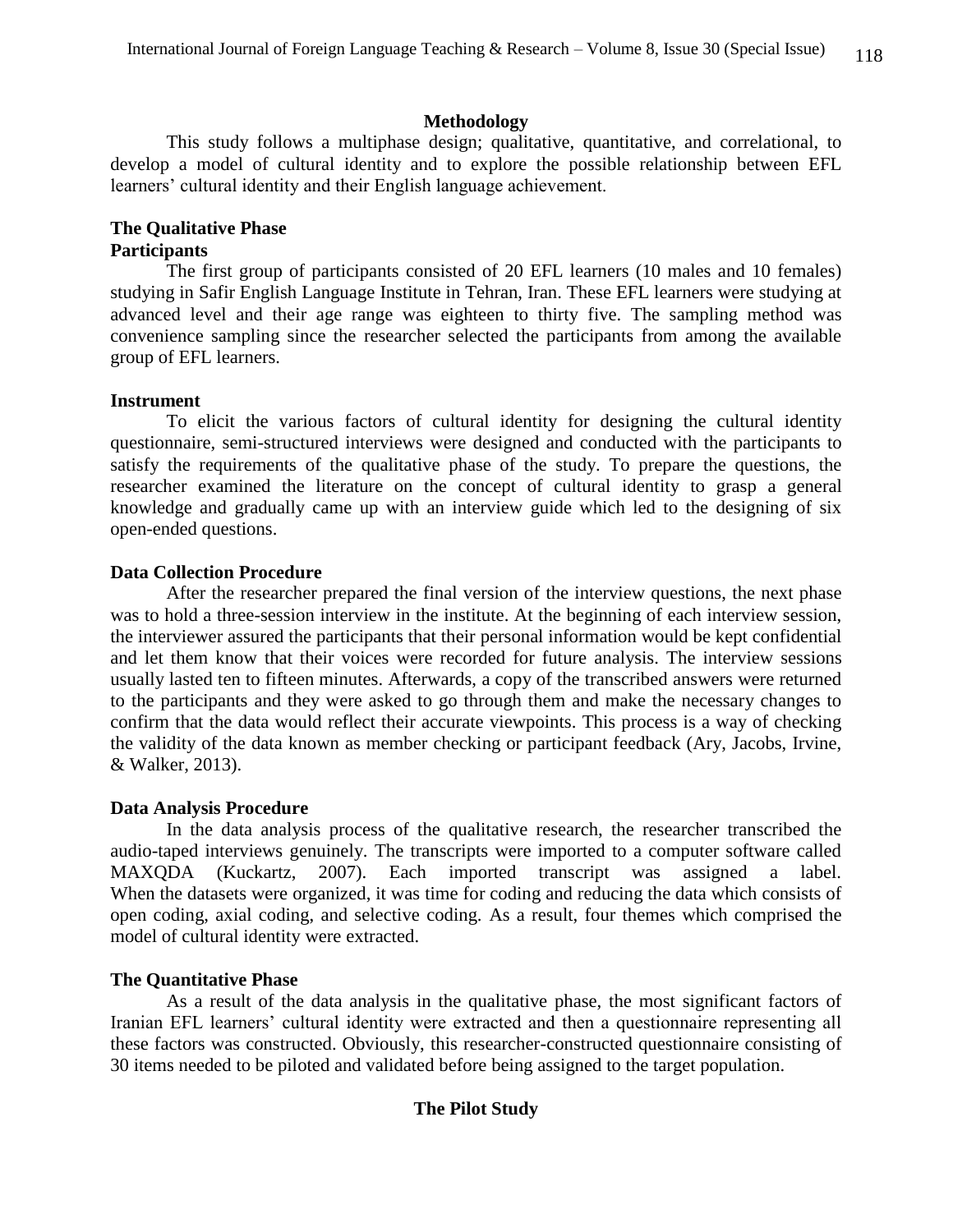## Methodology

This study follows a multiphase design; qualitative, quantitative, and correlational, to develop a model of cultural identity and to explore the possible relationship between EFL learners' cultural identity and their English language achievement.

### The Qualitative Phase

#### Participants

The first group of participants consisted of 20 EFL learners (10 males and 10 females) studying in Safir English Language Institute in Tehran, Iran. These EFL learners were studying at advanced level and their age range was eighteen to thirty five. The sampling method was convenience sampling since the researcher selected the participants from among the available group of EFL learners.

#### Instrument

To elicit the various factors of cultural identity for designing the cultural identity questionnaire, semi-structured interviews were designed and conducted with the participants to satisfy the requirements of the qualitative phase of the study. To prepare the questions, the researcher examined the literature on the concept of cultural identity to grasp a general knowledge and gradually came up with an interview guide which led to the designing of six open-ended questions.

#### Data Collection Procedure

After the researcher prepared the final version of the interview questions, the next phase was to hold a three-session interview in the institute. At the beginning of each interview session, the interviewer assured the participants that their personal information would be kept confidential and let them know that their voices were recorded for future analysis. The interview sessions usually lasted ten to fifteen minutes. Afterwards, a copy of the transcribed answers were returned to the participants and they were asked to go through them and make the necessary changes to confirm that the data would reflect their accurate viewpoints. This process is a way of checking the validity of the data known as member checking or participant feedback (Ary, Jacobs, Irvine, & Walker, 2013).

#### Data Analysis Procedure

In the data analysis process of the qualitative research, the researcher transcribed the audio-taped interviews genuinely. The transcripts were imported to a computer software called MAXQDA (Kuckartz, 2007). Each imported transcript was assigned a label. When the datasets were organized, it was time for coding and reducing the data which consists of open coding, axial coding, and selective coding. As a result, four themes which comprised the model of cultural identity were extracted.

### The Quantitative Phase

As a result of the data analysis in the qualitative phase, the most significant factors of Iranian EFL learners' cultural identity were extracted and then a questionnaire representing all these factors was constructed. Obviously, this researcher-constructed questionnaire consisting of 30 items needed to be piloted and validated before being assigned to the target population.

## The Pilot Study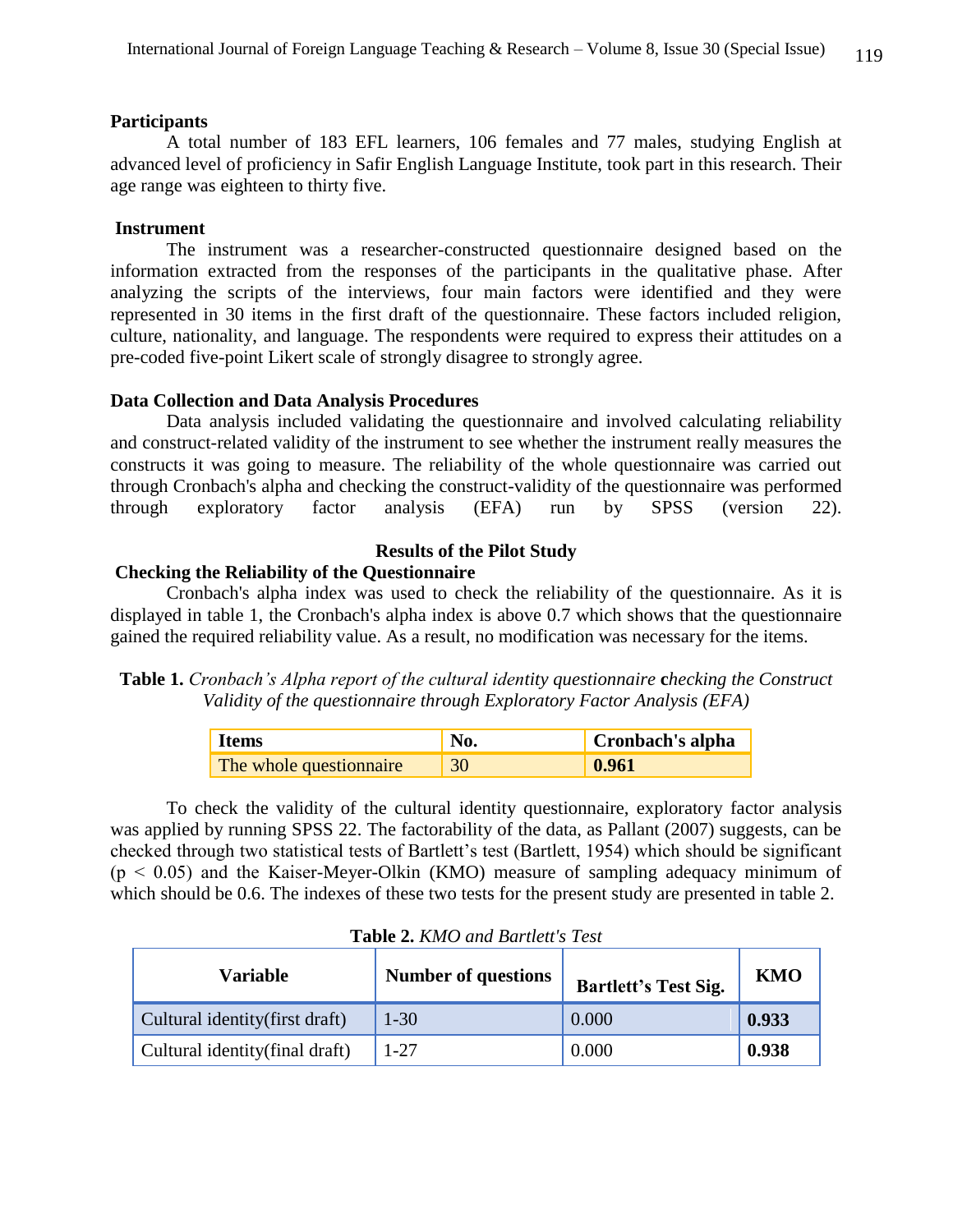### Participants

A total number of 183 EFL learners, 106 females and 77 males, studying English at advanced level of proficiency in Safir English Language Institute, took part in this research. Their age range was eighteen to thirty five.

### Instrument

The instrument was a researcher-constructed questionnaire designed based on the information extracted from the responses of the participants in the qualitative phase. After analyzing the scripts of the interviews, four main factors were identified and they were represented in 30 items in the first draft of the questionnaire. These factors included religion, culture, nationality, and language. The respondents were required to express their attitudes on a pre-coded five-point Likert scale of strongly disagree to strongly agree.

### Data Collection and Data Analysis Procedures

Data analysis included validating the questionnaire and involved calculating reliability and construct-related validity of the instrument to see whether the instrument really measures the constructs it was going to measure. The reliability of the whole questionnaire was carried out through Cronbach's alpha and checking the construct-validity of the questionnaire was performed through exploratory factor analysis (EFA) run by SPSS (version 22).

## Results of the Pilot Study

### Checking the Reliability of the Questionnaire

Cronbach's alpha index was used to check the reliability of the questionnaire. As it is displayed in table 1, the Cronbach's alpha index is above 0.7 which shows that the questionnaire gained the required reliability value. As a result, no modification was necessary for the items.

**Table 1.** *Cronbach's Alpha report of the cultural identity questionnaire* **c***hecking the Construct Validity of the questionnaire through Exploratory Factor Analysis (EFA)*

| **Items** | **No.** | **Cronbach's alpha** |
|---|---|---|
| The whole questionnaire | 30 | **0.961** |

To check the validity of the cultural identity questionnaire, exploratory factor analysis was applied by running SPSS 22. The factorability of the data, as Pallant (2007) suggests, can be checked through two statistical tests of Bartlett's test (Bartlett, 1954) which should be significant ($p < 0.05$) and the Kaiser-Meyer-Olkin (KMO) measure of sampling adequacy minimum of which should be 0.6. The indexes of these two tests for the present study are presented in table 2.

**Table 2.** *KMO and Bartlett's Test*

| **Variable** | **Number of questions** | **Bartlett's Test Sig.** | **KMO** |
|---|---|---|---|
| Cultural identity(first draft) | 1-30 | 0.000 | **0.933** |
| Cultural identity(final draft) | 1-27 | 0.000 | **0.938** |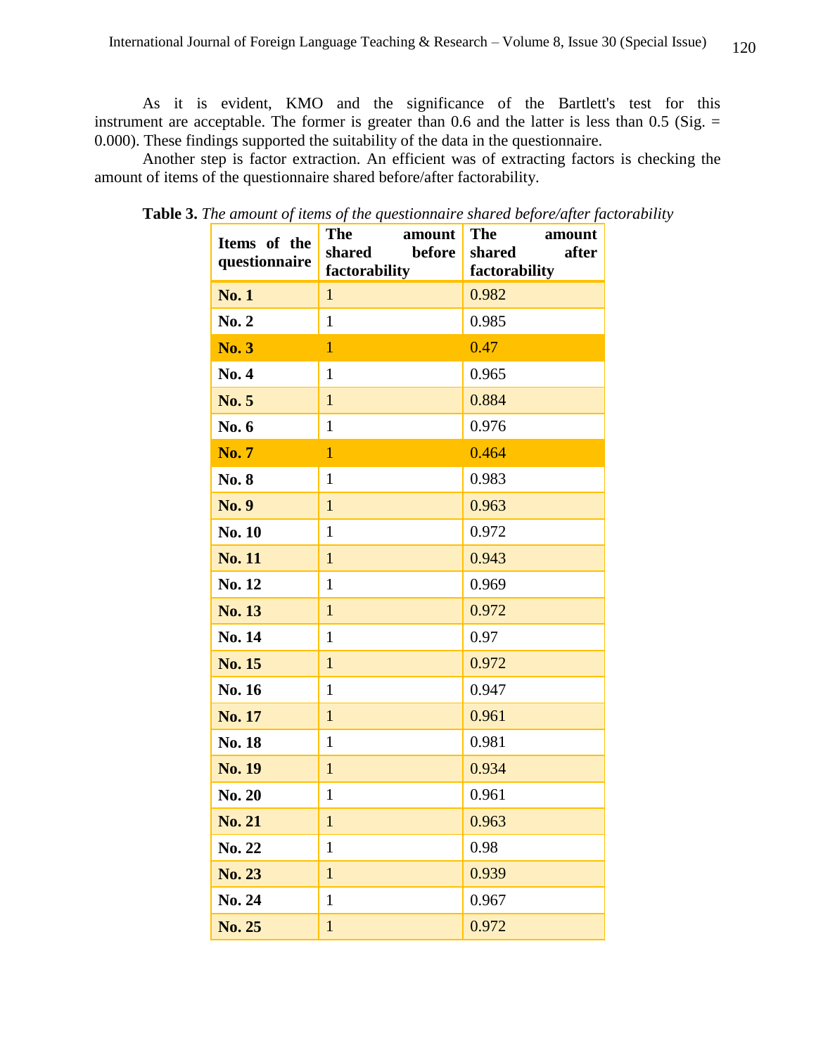As it is evident, KMO and the significance of the Bartlett's test for this instrument are acceptable. The former is greater than 0.6 and the latter is less than 0.5 (Sig. = 0.000). These findings supported the suitability of the data in the questionnaire.

Another step is factor extraction. An efficient was of extracting factors is checking the amount of items of the questionnaire shared before/after factorability.

**Table 3.** *The amount of items of the questionnaire shared before/after factorability*

| Items of the questionnaire | The amount shared before factorability | The amount shared after factorability |
|---|---|---|
| **No. 1** | 1 | 0.982 |
| **No. 2** | 1 | 0.985 |
| **No. 3** | 1 | 0.47 |
| **No. 4** | 1 | 0.965 |
| **No. 5** | 1 | 0.884 |
| **No. 6** | 1 | 0.976 |
| **No. 7** | 1 | 0.464 |
| **No. 8** | 1 | 0.983 |
| **No. 9** | 1 | 0.963 |
| **No. 10** | 1 | 0.972 |
| **No. 11** | 1 | 0.943 |
| **No. 12** | 1 | 0.969 |
| **No. 13** | 1 | 0.972 |
| **No. 14** | 1 | 0.97 |
| **No. 15** | 1 | 0.972 |
| **No. 16** | 1 | 0.947 |
| **No. 17** | 1 | 0.961 |
| **No. 18** | 1 | 0.981 |
| **No. 19** | 1 | 0.934 |
| **No. 20** | 1 | 0.961 |
| **No. 21** | 1 | 0.963 |
| **No. 22** | 1 | 0.98 |
| **No. 23** | 1 | 0.939 |
| **No. 24** | 1 | 0.967 |
| **No. 25** | 1 | 0.972 |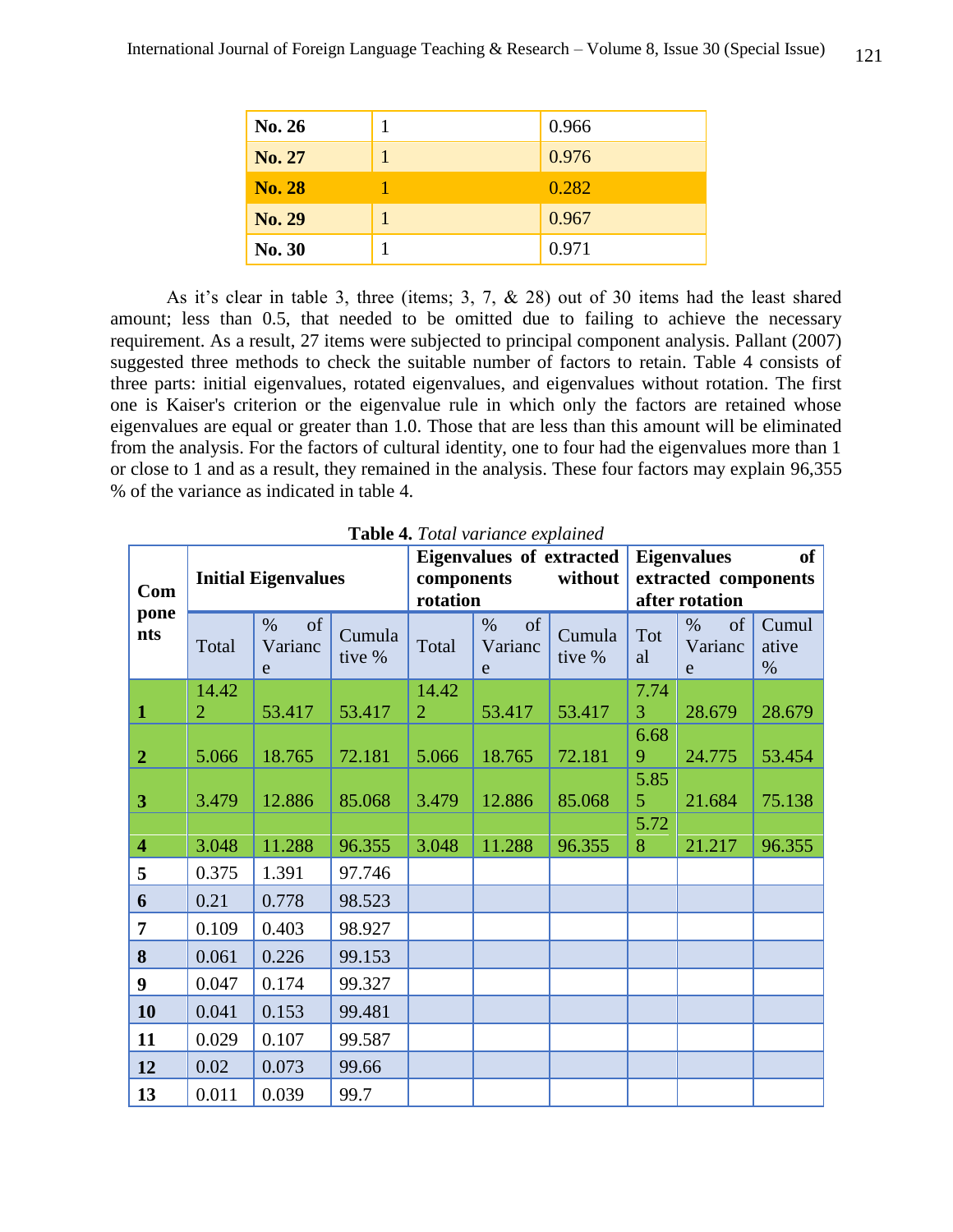| No. 26 | 1 | 0.966 |
|---|---|---|
| No. 27 | 1 | 0.976 |
| No. 28 | 1 | 0.282 |
| No. 29 | 1 | 0.967 |
| No. 30 | 1 | 0.971 |

As it's clear in table 3, three (items; 3, 7, & 28) out of 30 items had the least shared amount; less than 0.5, that needed to be omitted due to failing to achieve the necessary requirement. As a result, 27 items were subjected to principal component analysis. Pallant (2007) suggested three methods to check the suitable number of factors to retain. Table 4 consists of three parts: initial eigenvalues, rotated eigenvalues, and eigenvalues without rotation. The first one is Kaiser's criterion or the eigenvalue rule in which only the factors are retained whose eigenvalues are equal or greater than 1.0. Those that are less than this amount will be eliminated from the analysis. For the factors of cultural identity, one to four had the eigenvalues more than 1 or close to 1 and as a result, they remained in the analysis. These four factors may explain 96,355 % of the variance as indicated in table 4.

**Table 4.** *Total variance explained*

| Components | Initial Eigenvalues | | | Eigenvalues of extracted components without rotation | | | Eigenvalues of extracted components after rotation | | |
|---|---|---|---|---|---|---|---|---|---|
| | Total | % of Variance | Cumulative % | Total | % of Variance | Cumulative % | Total | % of Variance | Cumulative % |
| 1 | 14.422 | 53.417 | 53.417 | 14.422 | 53.417 | 53.417 | 7.743 | 28.679 | 28.679 |
| 2 | 5.066 | 18.765 | 72.181 | 5.066 | 18.765 | 72.181 | 6.689 | 24.775 | 53.454 |
| 3 | 3.479 | 12.886 | 85.068 | 3.479 | 12.886 | 85.068 | 5.855 | 21.684 | 75.138 |
| 4 | 3.048 | 11.288 | 96.355 | 3.048 | 11.288 | 96.355 | 5.728 | 21.217 | 96.355 |
| 5 | 0.375 | 1.391 | 97.746 | | | | | | |
| 6 | 0.21 | 0.778 | 98.523 | | | | | | |
| 7 | 0.109 | 0.403 | 98.927 | | | | | | |
| 8 | 0.061 | 0.226 | 99.153 | | | | | | |
| 9 | 0.047 | 0.174 | 99.327 | | | | | | |
| 10 | 0.041 | 0.153 | 99.481 | | | | | | |
| 11 | 0.029 | 0.107 | 99.587 | | | | | | |
| 12 | 0.02 | 0.073 | 99.66 | | | | | | |
| 13 | 0.011 | 0.039 | 99.7 | | | | | | |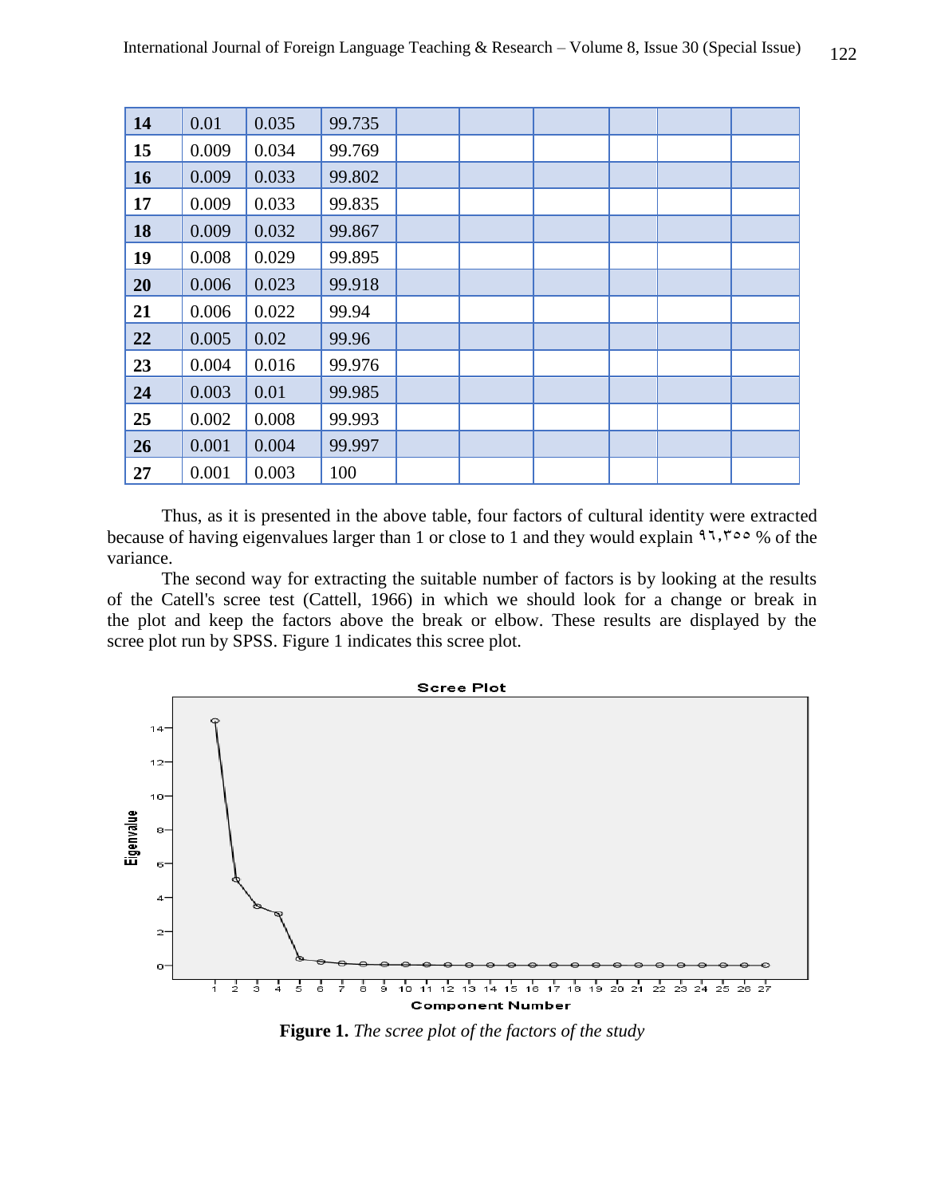| 14 | 0.01 | 0.035 | 99.735 | | | | | | |
|---|---|---|---|---|---|---|---|---|---|
| 15 | 0.009 | 0.034 | 99.769 | | | | | | |
| 16 | 0.009 | 0.033 | 99.802 | | | | | | |
| 17 | 0.009 | 0.033 | 99.835 | | | | | | |
| 18 | 0.009 | 0.032 | 99.867 | | | | | | |
| 19 | 0.008 | 0.029 | 99.895 | | | | | | |
| 20 | 0.006 | 0.023 | 99.918 | | | | | | |
| 21 | 0.006 | 0.022 | 99.94 | | | | | | |
| 22 | 0.005 | 0.02 | 99.96 | | | | | | |
| 23 | 0.004 | 0.016 | 99.976 | | | | | | |
| 24 | 0.003 | 0.01 | 99.985 | | | | | | |
| 25 | 0.002 | 0.008 | 99.993 | | | | | | |
| 26 | 0.001 | 0.004 | 99.997 | | | | | | |
| 27 | 0.001 | 0.003 | 100 | | | | | | |

Thus, as it is presented in the above table, four factors of cultural identity were extracted because of having eigenvalues larger than 1 or close to 1 and they would explain ۹٦,۳٥٥ % of the variance.

The second way for extracting the suitable number of factors is by looking at the results of the Catell's scree test (Cattell, 1966) in which we should look for a change or break in the plot and keep the factors above the break or elbow. These results are displayed by the scree plot run by SPSS. Figure 1 indicates this scree plot.

**Figure 1.** *The scree plot of the factors of the study*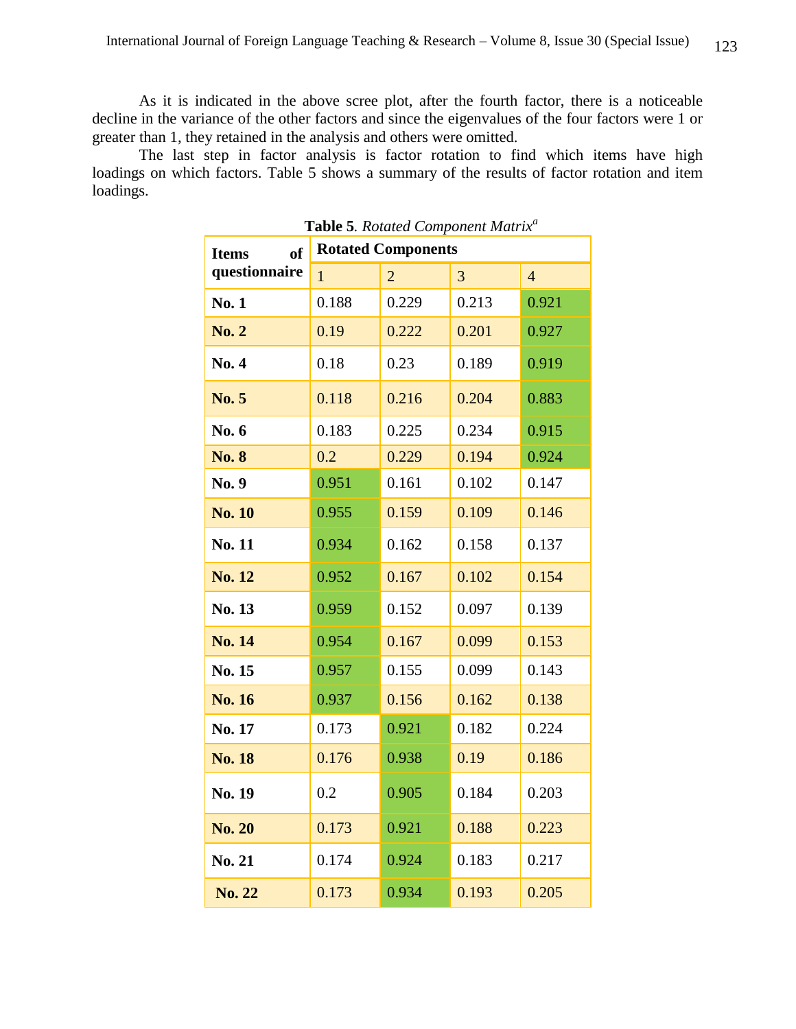As it is indicated in the above scree plot, after the fourth factor, there is a noticeable decline in the variance of the other factors and since the eigenvalues of the four factors were 1 or greater than 1, they retained in the analysis and others were omitted.

The last step in factor analysis is factor rotation to find which items have high loadings on which factors. Table 5 shows a summary of the results of factor rotation and item loadings.

**Table 5**. *Rotated Component Matrix*[a]

| Items of questionnaire | Rotated Components | | | |
|---|---|---|---|---|
| | 1 | 2 | 3 | 4 |
| **No. 1** | 0.188 | 0.229 | 0.213 | 0.921 |
| **No. 2** | 0.19 | 0.222 | 0.201 | 0.927 |
| **No. 4** | 0.18 | 0.23 | 0.189 | 0.919 |
| **No. 5** | 0.118 | 0.216 | 0.204 | 0.883 |
| **No. 6** | 0.183 | 0.225 | 0.234 | 0.915 |
| **No. 8** | 0.2 | 0.229 | 0.194 | 0.924 |
| **No. 9** | 0.951 | 0.161 | 0.102 | 0.147 |
| **No. 10** | 0.955 | 0.159 | 0.109 | 0.146 |
| **No. 11** | 0.934 | 0.162 | 0.158 | 0.137 |
| **No. 12** | 0.952 | 0.167 | 0.102 | 0.154 |
| **No. 13** | 0.959 | 0.152 | 0.097 | 0.139 |
| **No. 14** | 0.954 | 0.167 | 0.099 | 0.153 |
| **No. 15** | 0.957 | 0.155 | 0.099 | 0.143 |
| **No. 16** | 0.937 | 0.156 | 0.162 | 0.138 |
| **No. 17** | 0.173 | 0.921 | 0.182 | 0.224 |
| **No. 18** | 0.176 | 0.938 | 0.19 | 0.186 |
| **No. 19** | 0.2 | 0.905 | 0.184 | 0.203 |
| **No. 20** | 0.173 | 0.921 | 0.188 | 0.223 |
| **No. 21** | 0.174 | 0.924 | 0.183 | 0.217 |
| **No. 22** | 0.173 | 0.934 | 0.193 | 0.205 |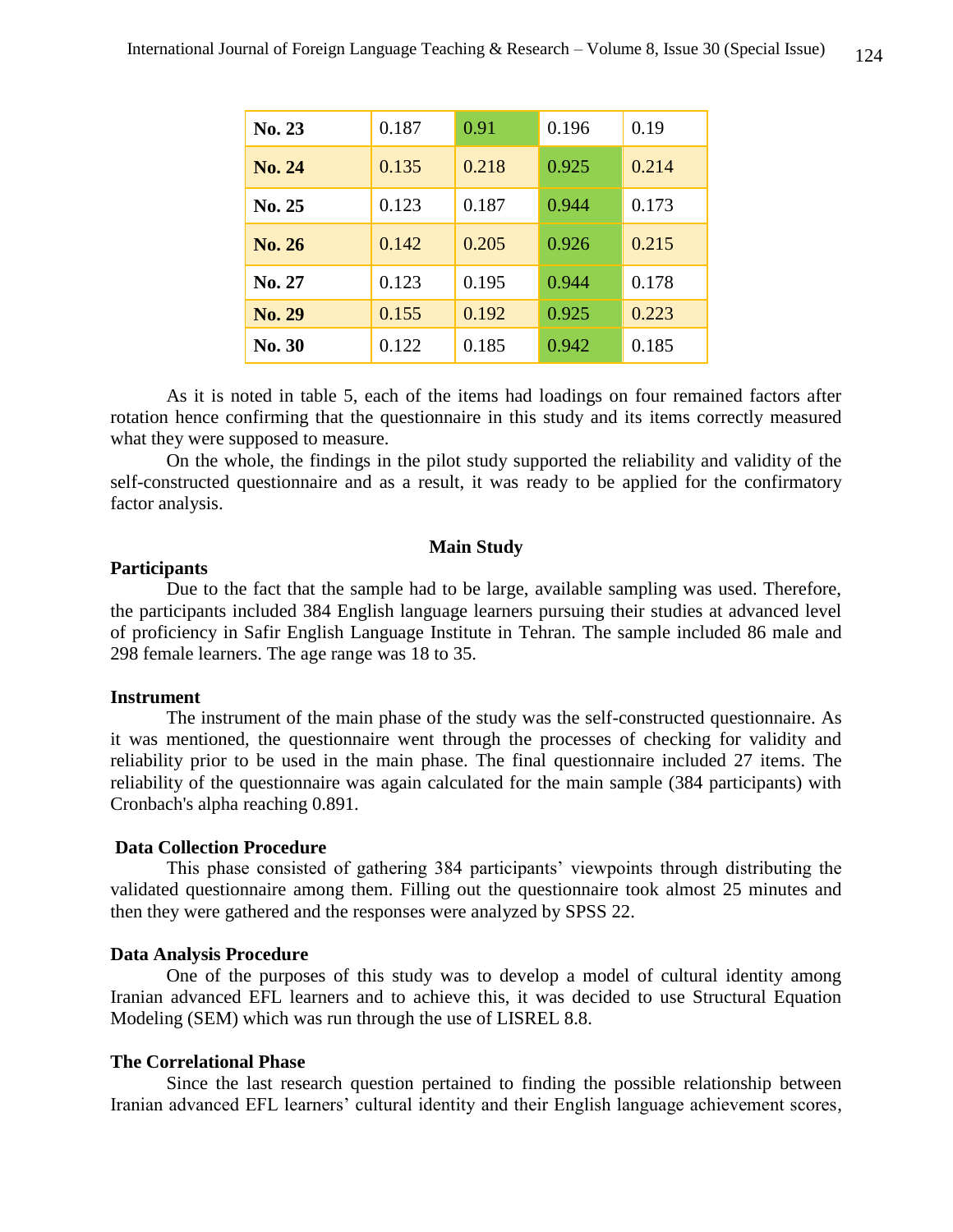| No. 23 | 0.187 | 0.91 | 0.196 | 0.19 |
|---|---|---|---|---|
| No. 24 | 0.135 | 0.218 | 0.925 | 0.214 |
| No. 25 | 0.123 | 0.187 | 0.944 | 0.173 |
| No. 26 | 0.142 | 0.205 | 0.926 | 0.215 |
| No. 27 | 0.123 | 0.195 | 0.944 | 0.178 |
| No. 29 | 0.155 | 0.192 | 0.925 | 0.223 |
| No. 30 | 0.122 | 0.185 | 0.942 | 0.185 |

As it is noted in table 5, each of the items had loadings on four remained factors after rotation hence confirming that the questionnaire in this study and its items correctly measured what they were supposed to measure.

On the whole, the findings in the pilot study supported the reliability and validity of the self-constructed questionnaire and as a result, it was ready to be applied for the confirmatory factor analysis.

## Main Study

### Participants

Due to the fact that the sample had to be large, available sampling was used. Therefore, the participants included 384 English language learners pursuing their studies at advanced level of proficiency in Safir English Language Institute in Tehran. The sample included 86 male and 298 female learners. The age range was 18 to 35.

### Instrument

The instrument of the main phase of the study was the self-constructed questionnaire. As it was mentioned, the questionnaire went through the processes of checking for validity and reliability prior to be used in the main phase. The final questionnaire included 27 items. The reliability of the questionnaire was again calculated for the main sample (384 participants) with Cronbach's alpha reaching 0.891.

### Data Collection Procedure

This phase consisted of gathering 384 participants' viewpoints through distributing the validated questionnaire among them. Filling out the questionnaire took almost 25 minutes and then they were gathered and the responses were analyzed by SPSS 22.

### Data Analysis Procedure

One of the purposes of this study was to develop a model of cultural identity among Iranian advanced EFL learners and to achieve this, it was decided to use Structural Equation Modeling (SEM) which was run through the use of LISREL 8.8.

### The Correlational Phase

Since the last research question pertained to finding the possible relationship between Iranian advanced EFL learners' cultural identity and their English language achievement scores,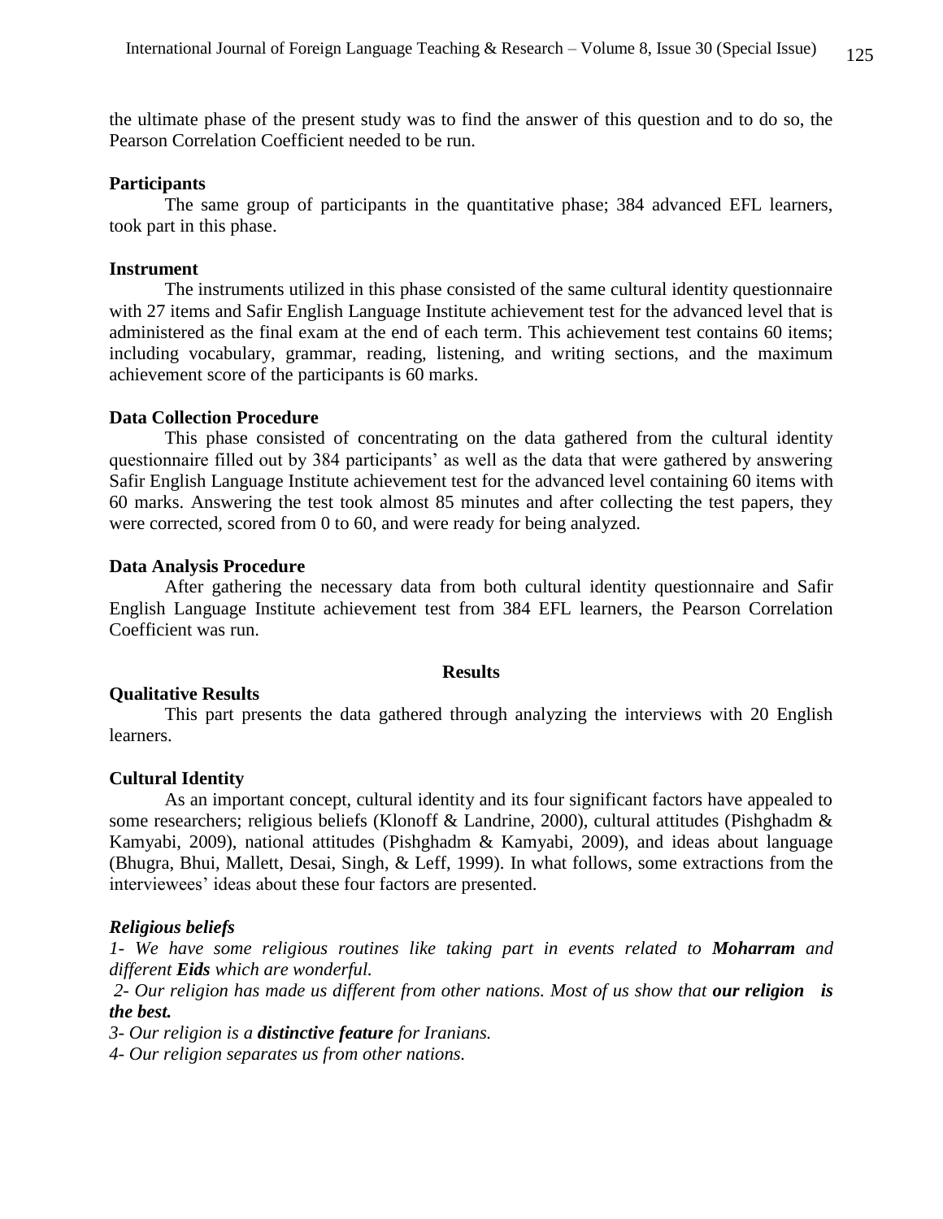the ultimate phase of the present study was to find the answer of this question and to do so, the Pearson Correlation Coefficient needed to be run.

### Participants

The same group of participants in the quantitative phase; 384 advanced EFL learners, took part in this phase.

### Instrument

The instruments utilized in this phase consisted of the same cultural identity questionnaire with 27 items and Safir English Language Institute achievement test for the advanced level that is administered as the final exam at the end of each term. This achievement test contains 60 items; including vocabulary, grammar, reading, listening, and writing sections, and the maximum achievement score of the participants is 60 marks.

### Data Collection Procedure

This phase consisted of concentrating on the data gathered from the cultural identity questionnaire filled out by 384 participants' as well as the data that were gathered by answering Safir English Language Institute achievement test for the advanced level containing 60 items with 60 marks. Answering the test took almost 85 minutes and after collecting the test papers, they were corrected, scored from 0 to 60, and were ready for being analyzed.

### Data Analysis Procedure

After gathering the necessary data from both cultural identity questionnaire and Safir English Language Institute achievement test from 384 EFL learners, the Pearson Correlation Coefficient was run.

## Results

### Qualitative Results

This part presents the data gathered through analyzing the interviews with 20 English learners.

### Cultural Identity

As an important concept, cultural identity and its four significant factors have appealed to some researchers; religious beliefs (Klonoff & Landrine, 2000), cultural attitudes (Pishghadm & Kamyabi, 2009), national attitudes (Pishghadm & Kamyabi, 2009), and ideas about language (Bhugra, Bhui, Mallett, Desai, Singh, & Leff, 1999). In what follows, some extractions from the interviewees' ideas about these four factors are presented.

#### *Religious beliefs*

*1- We have some religious routines like taking part in events related to* ***Moharram*** *and different* ***Eids*** *which are wonderful.*

*2- Our religion has made us different from other nations. Most of us show that* ***our religion is the best.***

*3- Our religion is a* ***distinctive feature*** *for Iranians.*

*4- Our religion separates us from other nations.*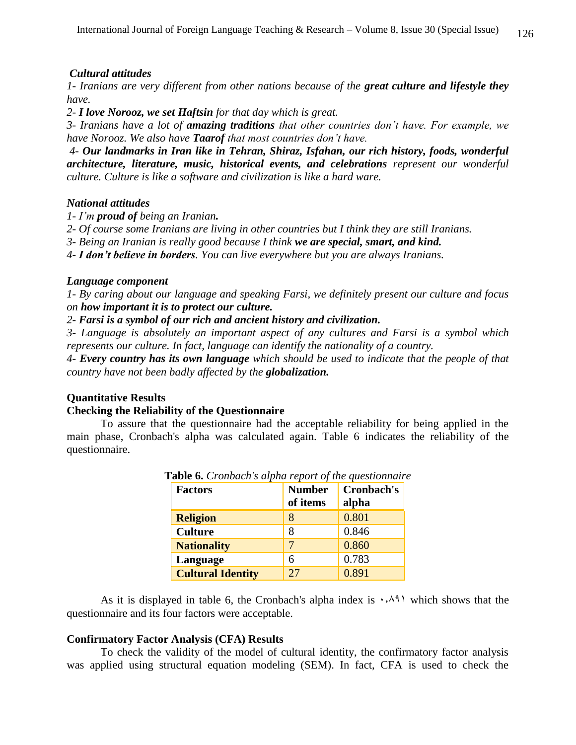***Cultural attitudes***

*1- Iranians are very different from other nations because of the **great culture and lifestyle they** have.*

*2- **I love Norooz, we set Haftsin** for that day which is great.*

*3- Iranians have a lot of **amazing traditions** that other countries don't have. For example, we have Norooz. We also have **Taarof** that most countries don't have.*

*4- **Our landmarks in Iran like in Tehran, Shiraz, Isfahan, our rich history, foods, wonderful architecture, literature, music, historical events, and celebrations** represent our wonderful culture. Culture is like a software and civilization is like a hard ware.*

***National attitudes***

*1- I'm **proud of** being an Iranian.*

*2- Of course some Iranians are living in other countries but I think they are still Iranians.*

*3- Being an Iranian is really good because I think **we are special, smart, and kind.***

*4- **I don't believe in borders**. You can live everywhere but you are always Iranians.*

***Language component***

*1- By caring about our language and speaking Farsi, we definitely present our culture and focus on **how important it is to protect our culture.***

*2- **Farsi is a symbol of our rich and ancient history and civilization.***

*3- Language is absolutely an important aspect of any cultures and Farsi is a symbol which represents our culture. In fact, language can identify the nationality of a country.*

*4- **Every country has its own language** which should be used to indicate that the people of that country have not been badly affected by the **globalization.***

## Quantitative Results

### Checking the Reliability of the Questionnaire

To assure that the questionnaire had the acceptable reliability for being applied in the main phase, Cronbach's alpha was calculated again. Table 6 indicates the reliability of the questionnaire.

**Table 6.** *Cronbach's alpha report of the questionnaire*

| Factors | Number of items | Cronbach's alpha |
|---|---|---|
| **Religion** | 8 | 0.801 |
| **Culture** | 8 | 0.846 |
| **Nationality** | 7 | 0.860 |
| **Language** | 6 | 0.783 |
| **Cultural Identity** | 27 | 0.891 |

As it is displayed in table 6, the Cronbach's alpha index is ۰،۸۹۱ which shows that the questionnaire and its four factors were acceptable.

### Confirmatory Factor Analysis (CFA) Results

To check the validity of the model of cultural identity, the confirmatory factor analysis was applied using structural equation modeling (SEM). In fact, CFA is used to check the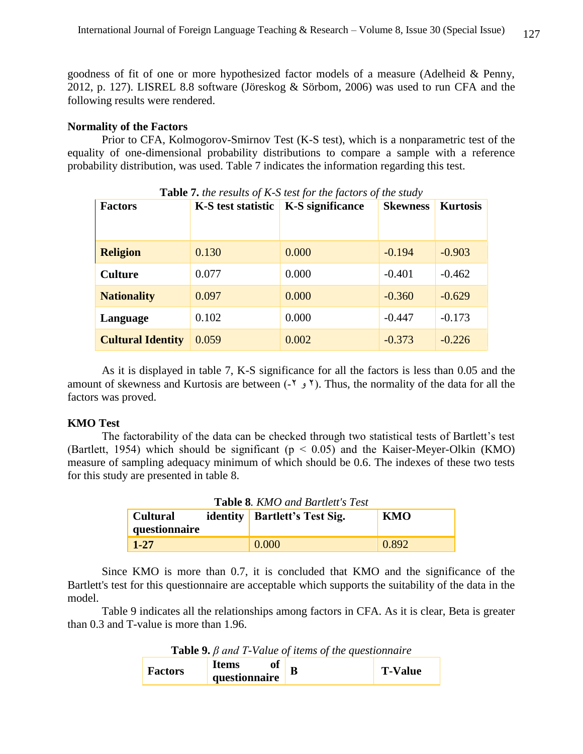goodness of fit of one or more hypothesized factor models of a measure (Adelheid & Penny, 2012, p. 127). LISREL 8.8 software (Jöreskog & Sörbom, 2006) was used to run CFA and the following results were rendered.

**Normality of the Factors**

Prior to CFA, Kolmogorov-Smirnov Test (K-S test), which is a nonparametric test of the equality of one-dimensional probability distributions to compare a sample with a reference probability distribution, was used. Table 7 indicates the information regarding this test.

**Table 7.** *the results of K-S test for the factors of the study*

| Factors | K-S test statistic | K-S significance | Skewness | Kurtosis |
|---|---|---|---|---|
| **Religion** | 0.130 | 0.000 | -0.194 | -0.903 |
| **Culture** | 0.077 | 0.000 | -0.401 | -0.462 |
| **Nationality** | 0.097 | 0.000 | -0.360 | -0.629 |
| **Language** | 0.102 | 0.000 | -0.447 | -0.173 |
| **Cultural Identity** | 0.059 | 0.002 | -0.373 | -0.226 |

As it is displayed in table 7, K-S significance for all the factors is less than 0.05 and the amount of skewness and Kurtosis are between (-۲ و ۲). Thus, the normality of the data for all the factors was proved.

**KMO Test**

The factorability of the data can be checked through two statistical tests of Bartlett's test (Bartlett, 1954) which should be significant ($p < 0.05$) and the Kaiser-Meyer-Olkin (KMO) measure of sampling adequacy minimum of which should be 0.6. The indexes of these two tests for this study are presented in table 8.

**Table 8**. *KMO and Bartlett's Test*

| Cultural identity questionnaire | Bartlett's Test Sig. | KMO |
|---|---|---|
| **1-27** | 0.000 | 0.892 |

Since KMO is more than 0.7, it is concluded that KMO and the significance of the Bartlett's test for this questionnaire are acceptable which supports the suitability of the data in the model.

Table 9 indicates all the relationships among factors in CFA. As it is clear, Beta is greater than 0.3 and T-value is more than 1.96.

**Table 9.** *β and T-Value of items of the questionnaire*

| Factors | Items of questionnaire | B | T-Value |
|---|---|---|---|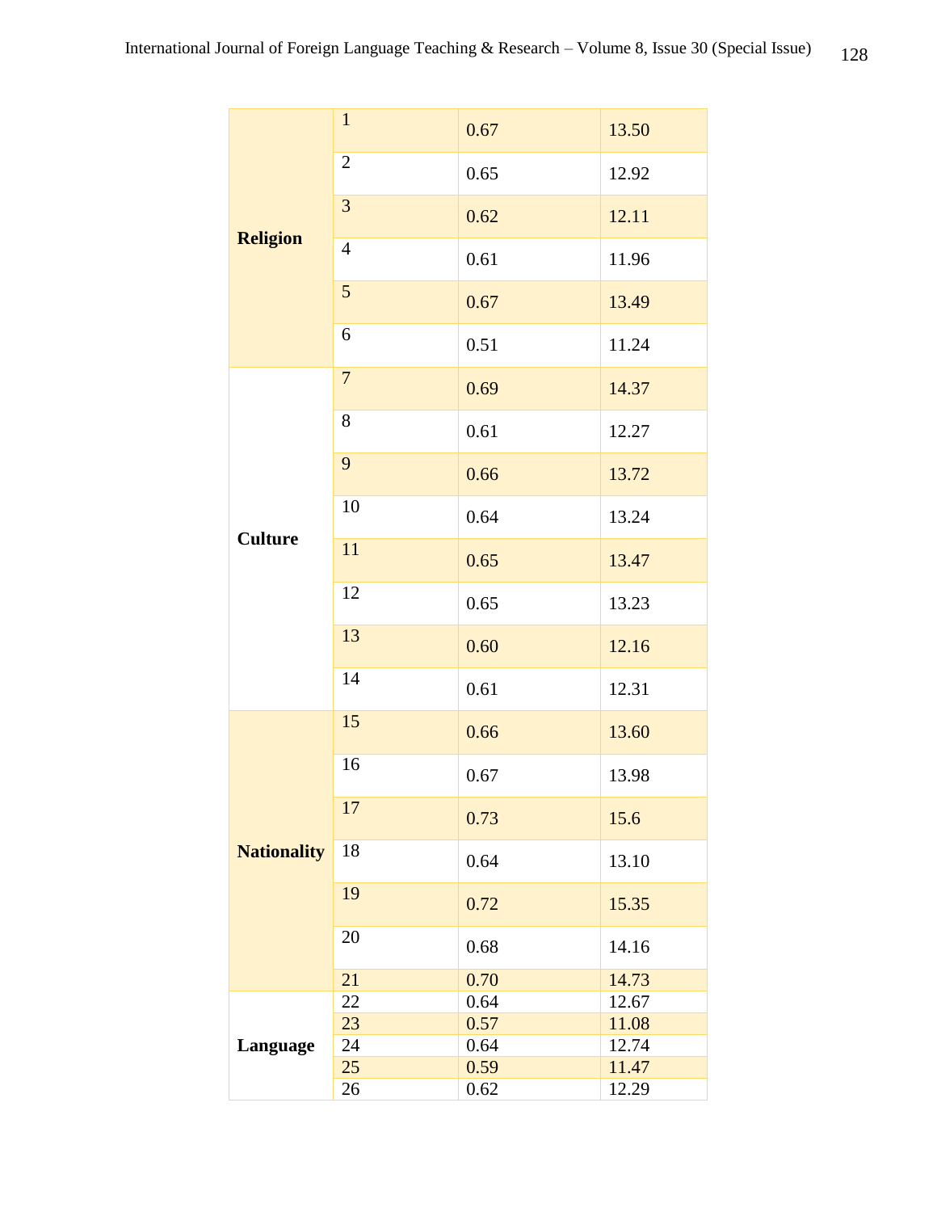| | | | |
|---|---|---|---|
| **Religion** | 1 | 0.67 | 13.50 |
| | 2 | 0.65 | 12.92 |
| | 3 | 0.62 | 12.11 |
| | 4 | 0.61 | 11.96 |
| | 5 | 0.67 | 13.49 |
| | 6 | 0.51 | 11.24 |
| **Culture** | 7 | 0.69 | 14.37 |
| | 8 | 0.61 | 12.27 |
| | 9 | 0.66 | 13.72 |
| | 10 | 0.64 | 13.24 |
| | 11 | 0.65 | 13.47 |
| | 12 | 0.65 | 13.23 |
| | 13 | 0.60 | 12.16 |
| | 14 | 0.61 | 12.31 |
| **Nationality** | 15 | 0.66 | 13.60 |
| | 16 | 0.67 | 13.98 |
| | 17 | 0.73 | 15.6 |
| | 18 | 0.64 | 13.10 |
| | 19 | 0.72 | 15.35 |
| | 20 | 0.68 | 14.16 |
| | 21 | 0.70 | 14.73 |
| **Language** | 22 | 0.64 | 12.67 |
| | 23 | 0.57 | 11.08 |
| | 24 | 0.64 | 12.74 |
| | 25 | 0.59 | 11.47 |
| | 26 | 0.62 | 12.29 |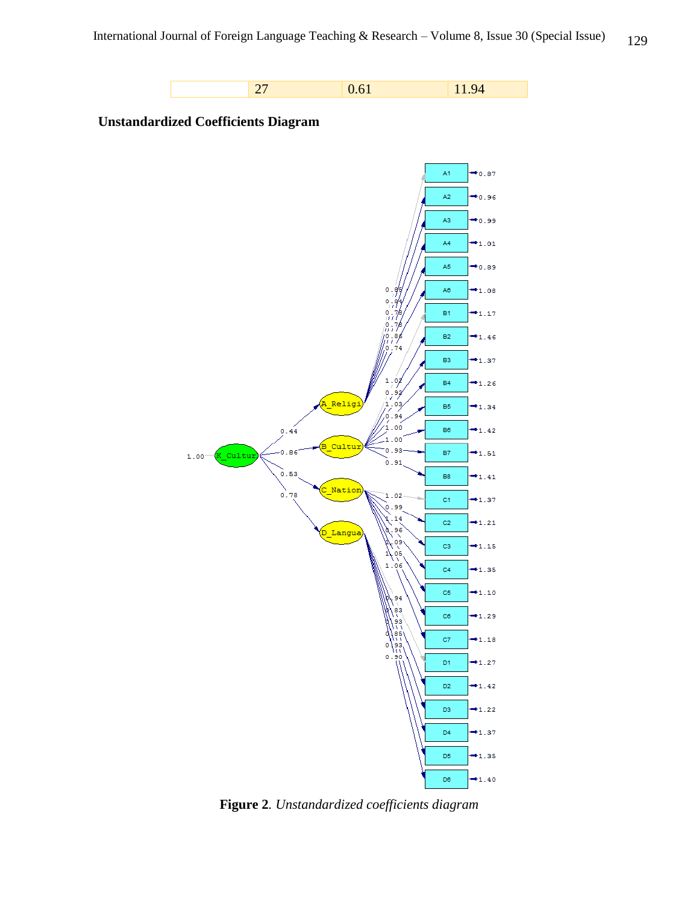|  | 27 | 0.61 | 11.94 |
|---|---|---|---|

**Unstandardized Coefficients Diagram**

**Figure 2**. *Unstandardized coefficients diagram*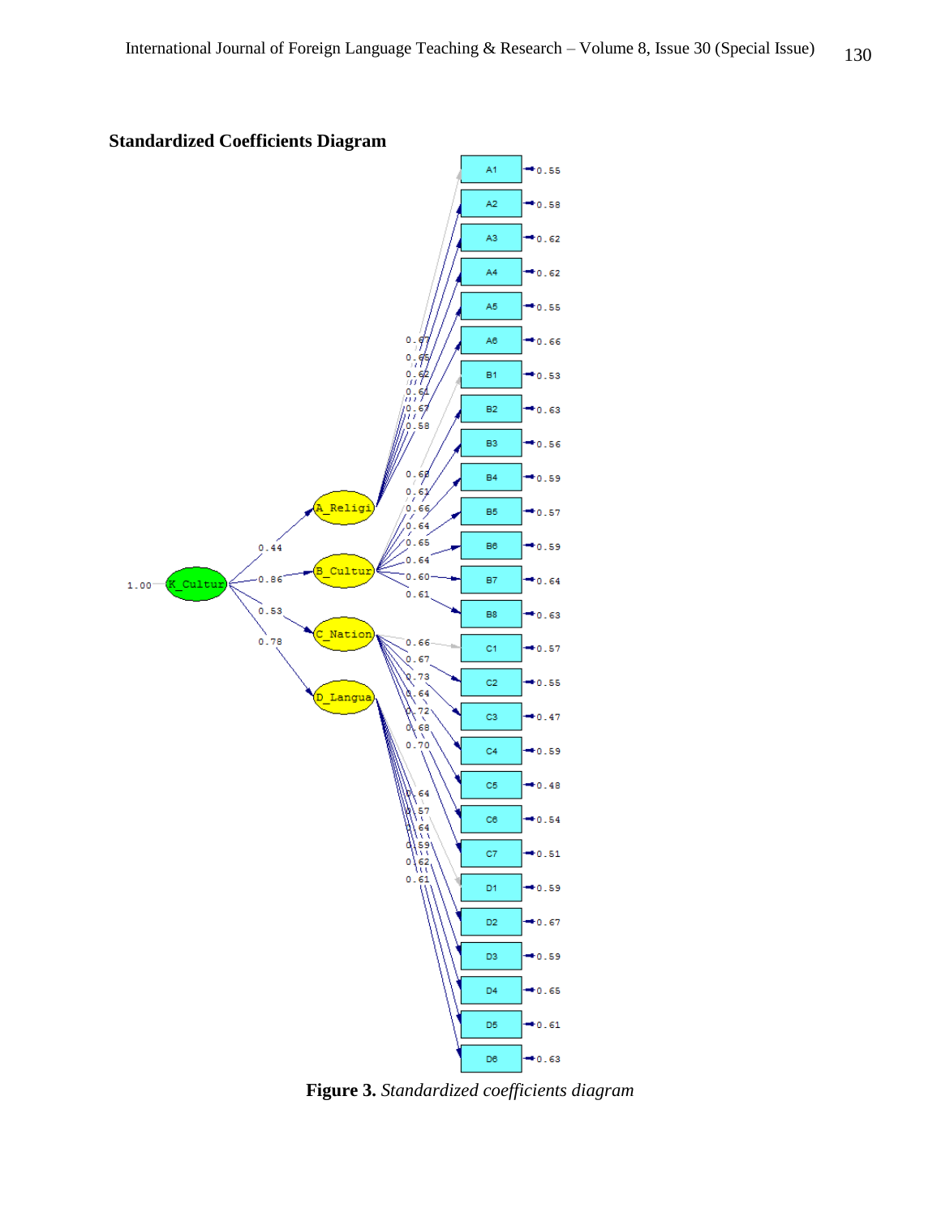**Standardized Coefficients Diagram**

**Figure 3.** *Standardized coefficients diagram*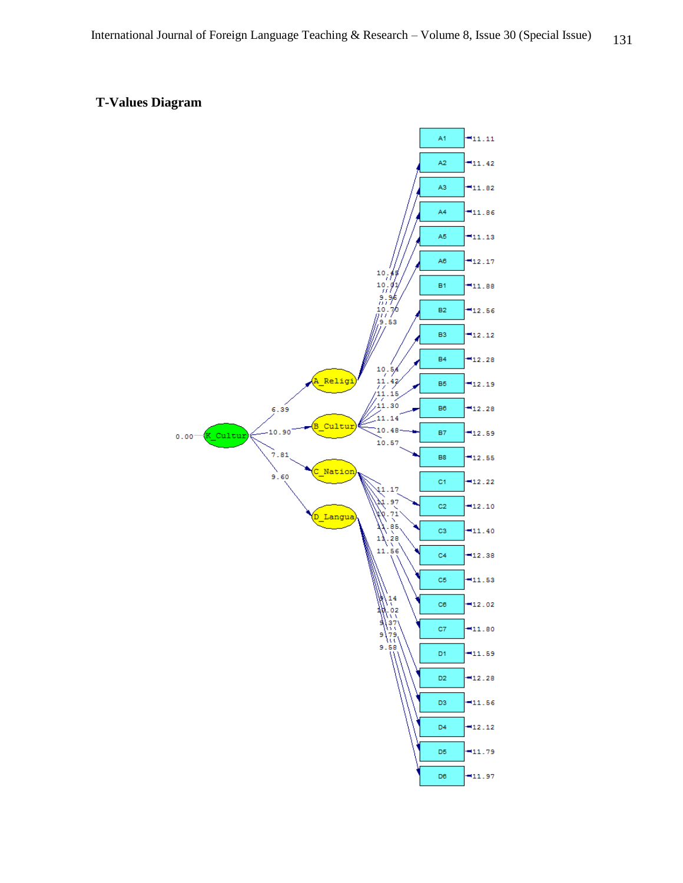**T-Values Diagram**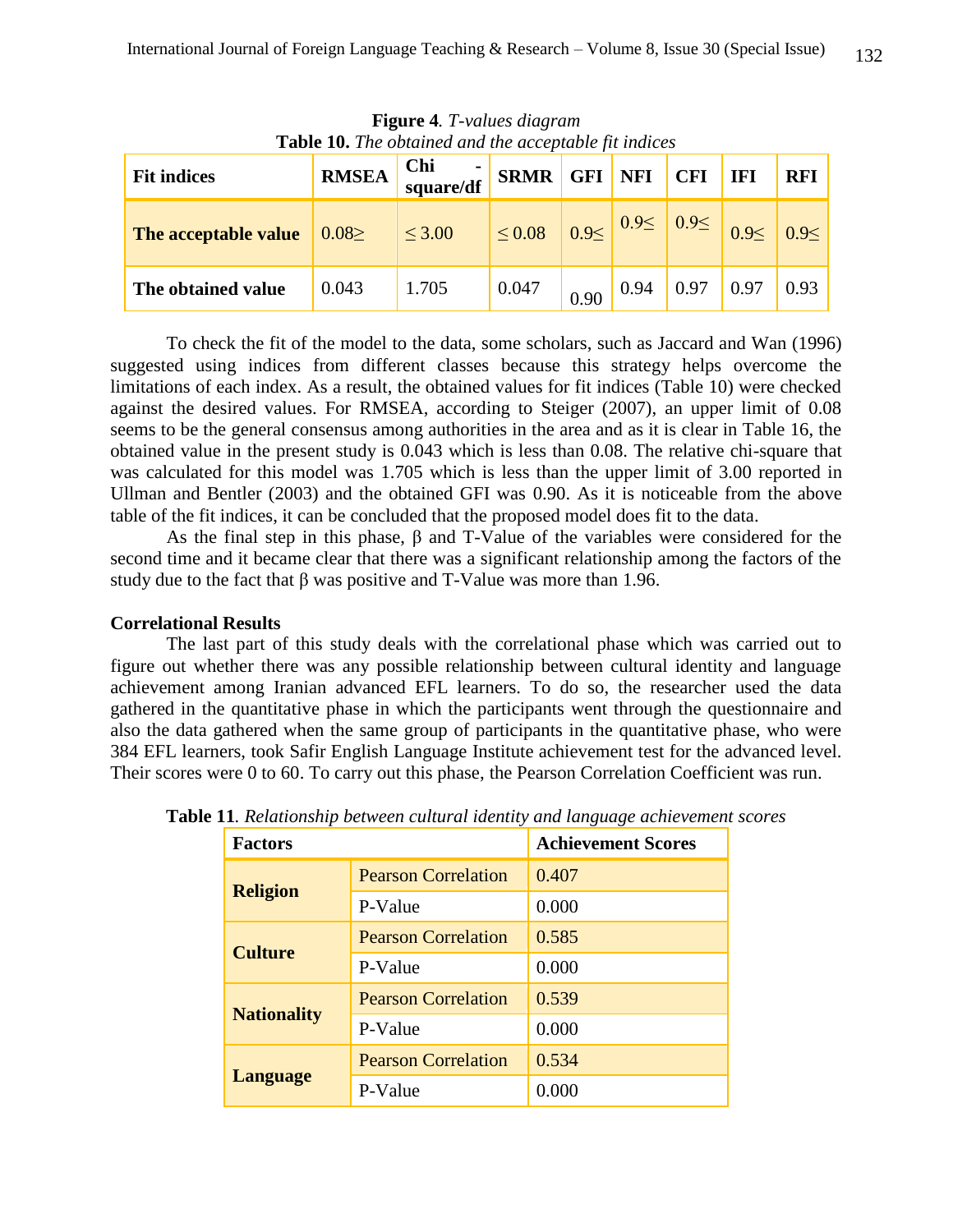**Figure 4**. *T-values diagram*

**Table 10.** *The obtained and the acceptable fit indices*

| Fit indices | RMSEA | Chi - square/df | SRMR | GFI | NFI | CFI | IFI | RFI |
|---|---|---|---|---|---|---|---|---|
| **The acceptable value** | 0.08≥ | ≤ 3.00 | ≤ 0.08 | 0.9≤ | 0.9≤ | 0.9≤ | 0.9≤ | 0.9≤ |
| **The obtained value** | 0.043 | 1.705 | 0.047 | 0.90 | 0.94 | 0.97 | 0.97 | 0.93 |

To check the fit of the model to the data, some scholars, such as Jaccard and Wan (1996) suggested using indices from different classes because this strategy helps overcome the limitations of each index. As a result, the obtained values for fit indices (Table 10) were checked against the desired values. For RMSEA, according to Steiger (2007), an upper limit of 0.08 seems to be the general consensus among authorities in the area and as it is clear in Table 16, the obtained value in the present study is 0.043 which is less than 0.08. The relative chi-square that was calculated for this model was 1.705 which is less than the upper limit of 3.00 reported in Ullman and Bentler (2003) and the obtained GFI was 0.90. As it is noticeable from the above table of the fit indices, it can be concluded that the proposed model does fit to the data.

As the final step in this phase, β and T-Value of the variables were considered for the second time and it became clear that there was a significant relationship among the factors of the study due to the fact that β was positive and T-Value was more than 1.96.

### Correlational Results

The last part of this study deals with the correlational phase which was carried out to figure out whether there was any possible relationship between cultural identity and language achievement among Iranian advanced EFL learners. To do so, the researcher used the data gathered in the quantitative phase in which the participants went through the questionnaire and also the data gathered when the same group of participants in the quantitative phase, who were 384 EFL learners, took Safir English Language Institute achievement test for the advanced level. Their scores were 0 to 60. To carry out this phase, the Pearson Correlation Coefficient was run.

**Table 11**. *Relationship between cultural identity and language achievement scores*

| Factors | | Achievement Scores |
|---|---|---|
| **Religion** | Pearson Correlation | 0.407 |
| | P-Value | 0.000 |
| **Culture** | Pearson Correlation | 0.585 |
| | P-Value | 0.000 |
| **Nationality** | Pearson Correlation | 0.539 |
| | P-Value | 0.000 |
| **Language** | Pearson Correlation | 0.534 |
| | P-Value | 0.000 |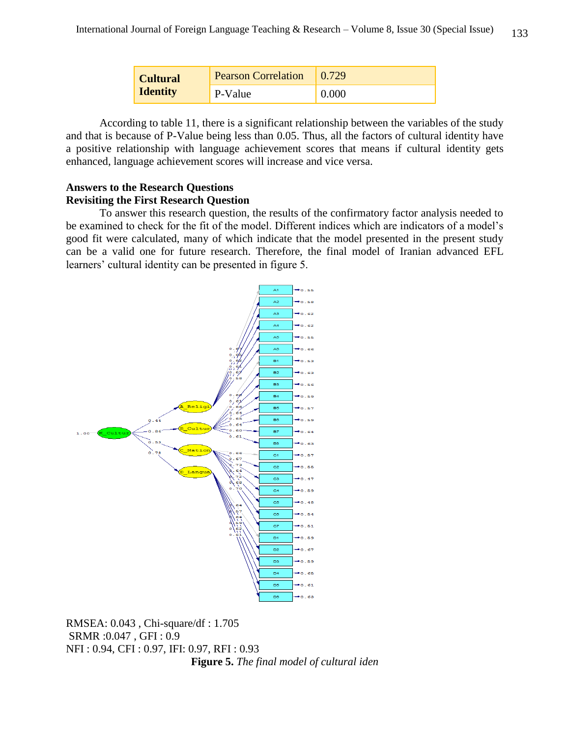| Cultural Identity | Pearson Correlation | 0.729 |
|---|---|---|
| | P-Value | 0.000 |

According to table 11, there is a significant relationship between the variables of the study and that is because of P-Value being less than 0.05. Thus, all the factors of cultural identity have a positive relationship with language achievement scores that means if cultural identity gets enhanced, language achievement scores will increase and vice versa.

**Answers to the Research Questions**

**Revisiting the First Research Question**

To answer this research question, the results of the confirmatory factor analysis needed to be examined to check for the fit of the model. Different indices which are indicators of a model's good fit were calculated, many of which indicate that the model presented in the present study can be a valid one for future research. Therefore, the final model of Iranian advanced EFL learners' cultural identity can be presented in figure 5.

RMSEA: 0.043 , Chi-square/df : 1.705

SRMR :0.047 , GFI : 0.9

NFI : 0.94, CFI : 0.97, IFI: 0.97, RFI : 0.93

**Figure 5.** *The final model of cultural iden*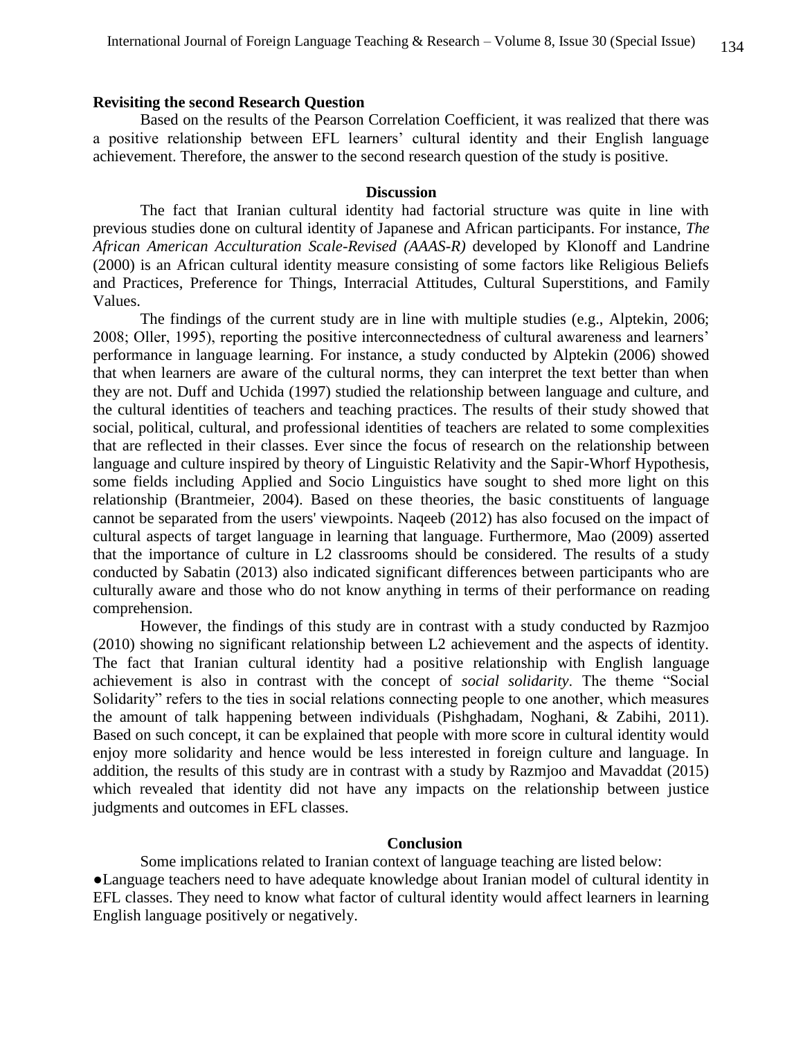**Revisiting the second Research Question**

Based on the results of the Pearson Correlation Coefficient, it was realized that there was a positive relationship between EFL learners' cultural identity and their English language achievement. Therefore, the answer to the second research question of the study is positive.

## Discussion

The fact that Iranian cultural identity had factorial structure was quite in line with previous studies done on cultural identity of Japanese and African participants. For instance, *The African American Acculturation Scale-Revised (AAAS-R)* developed by Klonoff and Landrine (2000) is an African cultural identity measure consisting of some factors like Religious Beliefs and Practices, Preference for Things, Interracial Attitudes, Cultural Superstitions, and Family Values.

The findings of the current study are in line with multiple studies (e.g., Alptekin, 2006; 2008; Oller, 1995), reporting the positive interconnectedness of cultural awareness and learners' performance in language learning. For instance, a study conducted by Alptekin (2006) showed that when learners are aware of the cultural norms, they can interpret the text better than when they are not. Duff and Uchida (1997) studied the relationship between language and culture, and the cultural identities of teachers and teaching practices. The results of their study showed that social, political, cultural, and professional identities of teachers are related to some complexities that are reflected in their classes. Ever since the focus of research on the relationship between language and culture inspired by theory of Linguistic Relativity and the Sapir-Whorf Hypothesis, some fields including Applied and Socio Linguistics have sought to shed more light on this relationship (Brantmeier, 2004). Based on these theories, the basic constituents of language cannot be separated from the users' viewpoints. Naqeeb (2012) has also focused on the impact of cultural aspects of target language in learning that language. Furthermore, Mao (2009) asserted that the importance of culture in L2 classrooms should be considered. The results of a study conducted by Sabatin (2013) also indicated significant differences between participants who are culturally aware and those who do not know anything in terms of their performance on reading comprehension.

However, the findings of this study are in contrast with a study conducted by Razmjoo (2010) showing no significant relationship between L2 achievement and the aspects of identity. The fact that Iranian cultural identity had a positive relationship with English language achievement is also in contrast with the concept of *social solidarity*. The theme "Social Solidarity" refers to the ties in social relations connecting people to one another, which measures the amount of talk happening between individuals (Pishghadam, Noghani, & Zabihi, 2011). Based on such concept, it can be explained that people with more score in cultural identity would enjoy more solidarity and hence would be less interested in foreign culture and language. In addition, the results of this study are in contrast with a study by Razmjoo and Mavaddat (2015) which revealed that identity did not have any impacts on the relationship between justice judgments and outcomes in EFL classes.

## Conclusion

Some implications related to Iranian context of language teaching are listed below:

- Language teachers need to have adequate knowledge about Iranian model of cultural identity in EFL classes. They need to know what factor of cultural identity would affect learners in learning English language positively or negatively.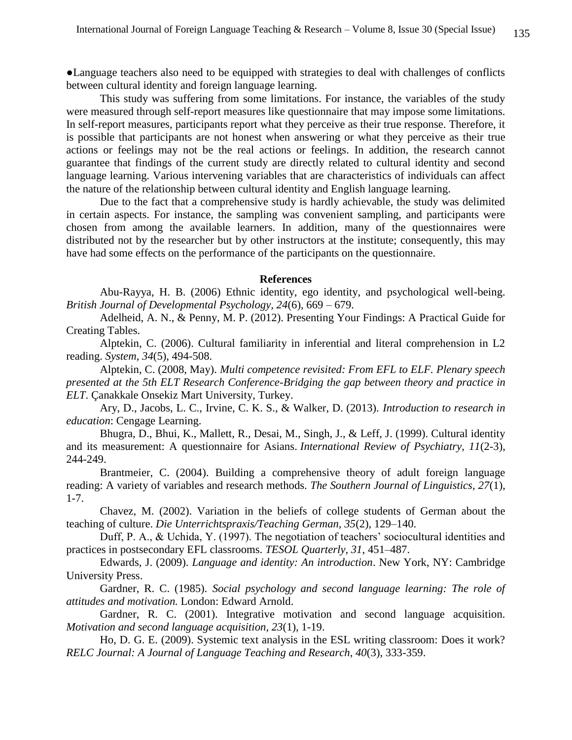●Language teachers also need to be equipped with strategies to deal with challenges of conflicts between cultural identity and foreign language learning.

This study was suffering from some limitations. For instance, the variables of the study were measured through self-report measures like questionnaire that may impose some limitations. In self-report measures, participants report what they perceive as their true response. Therefore, it is possible that participants are not honest when answering or what they perceive as their true actions or feelings may not be the real actions or feelings. In addition, the research cannot guarantee that findings of the current study are directly related to cultural identity and second language learning. Various intervening variables that are characteristics of individuals can affect the nature of the relationship between cultural identity and English language learning.

Due to the fact that a comprehensive study is hardly achievable, the study was delimited in certain aspects. For instance, the sampling was convenient sampling, and participants were chosen from among the available learners. In addition, many of the questionnaires were distributed not by the researcher but by other instructors at the institute; consequently, this may have had some effects on the performance of the participants on the questionnaire.

**References**

Abu-Rayya, H. B. (2006) Ethnic identity, ego identity, and psychological well-being. *British Journal of Developmental Psychology, 24*(6), 669 – 679.

Adelheid, A. N., & Penny, M. P. (2012). Presenting Your Findings: A Practical Guide for Creating Tables.

Alptekin, C. (2006). Cultural familiarity in inferential and literal comprehension in L2 reading. *System, 34*(5), 494-508.

Alptekin, C. (2008, May). *Multi competence revisited: From EFL to ELF. Plenary speech presented at the 5th ELT Research Conference-Bridging the gap between theory and practice in ELT*. Çanakkale Onsekiz Mart University, Turkey.

Ary, D., Jacobs, L. C., Irvine, C. K. S., & Walker, D. (2013). *Introduction to research in education*: Cengage Learning.

Bhugra, D., Bhui, K., Mallett, R., Desai, M., Singh, J., & Leff, J. (1999). Cultural identity and its measurement: A questionnaire for Asians. *International Review of Psychiatry, 11*(2-3), 244-249.

Brantmeier, C. (2004). Building a comprehensive theory of adult foreign language reading: A variety of variables and research methods. *The Southern Journal of Linguistics, 27*(1), 1-7.

Chavez, M. (2002). Variation in the beliefs of college students of German about the teaching of culture. *Die Unterrichtspraxis/Teaching German, 35*(2), 129–140.

Duff, P. A., & Uchida, Y. (1997). The negotiation of teachers' sociocultural identities and practices in postsecondary EFL classrooms. *TESOL Quarterly, 31*, 451–487.

Edwards, J. (2009). *Language and identity: An introduction*. New York, NY: Cambridge University Press.

Gardner, R. C. (1985). *Social psychology and second language learning: The role of attitudes and motivation.* London: Edward Arnold.

Gardner, R. C. (2001). Integrative motivation and second language acquisition. *Motivation and second language acquisition, 23*(1), 1-19.

Ho, D. G. E. (2009). Systemic text analysis in the ESL writing classroom: Does it work? *RELC Journal: A Journal of Language Teaching and Research, 40*(3), 333-359.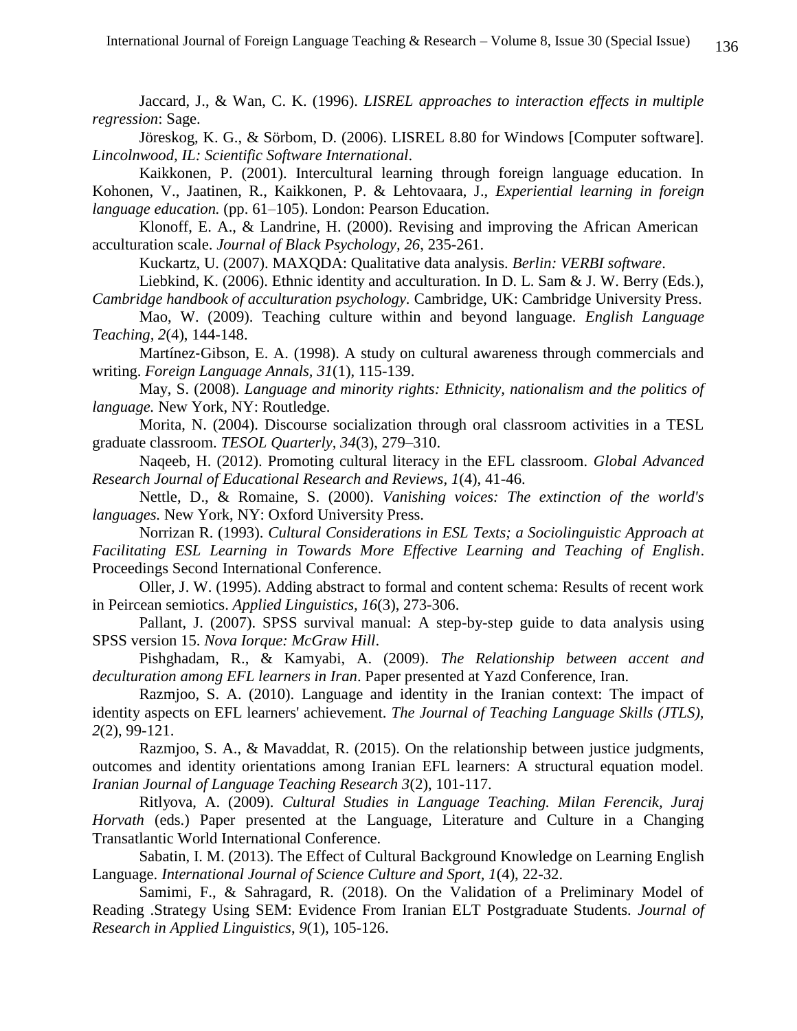Jaccard, J., & Wan, C. K. (1996). *LISREL approaches to interaction effects in multiple regression*: Sage.

Jöreskog, K. G., & Sörbom, D. (2006). LISREL 8.80 for Windows [Computer software]. *Lincolnwood, IL: Scientific Software International*.

Kaikkonen, P. (2001). Intercultural learning through foreign language education. In Kohonen, V., Jaatinen, R., Kaikkonen, P. & Lehtovaara, J., *Experiential learning in foreign language education.* (pp. 61–105). London: Pearson Education.

Klonoff, E. A., & Landrine, H. (2000). Revising and improving the African American acculturation scale. *Journal of Black Psychology, 26*, 235-261.

Kuckartz, U. (2007). MAXQDA: Qualitative data analysis. *Berlin: VERBI software*.

Liebkind, K. (2006). Ethnic identity and acculturation. In D. L. Sam & J. W. Berry (Eds.), *Cambridge handbook of acculturation psychology*. Cambridge, UK: Cambridge University Press.

Mao, W. (2009). Teaching culture within and beyond language. *English Language Teaching, 2*(4), 144-148.

Martínez-Gibson, E. A. (1998). A study on cultural awareness through commercials and writing. *Foreign Language Annals, 31*(1), 115-139.

May, S. (2008). *Language and minority rights: Ethnicity, nationalism and the politics of language.* New York, NY: Routledge.

Morita, N. (2004). Discourse socialization through oral classroom activities in a TESL graduate classroom. *TESOL Quarterly, 34*(3), 279–310.

Naqeeb, H. (2012). Promoting cultural literacy in the EFL classroom. *Global Advanced Research Journal of Educational Research and Reviews, 1*(4), 41-46.

Nettle, D., & Romaine, S. (2000). *Vanishing voices: The extinction of the world's languages.* New York, NY: Oxford University Press.

Norrizan R. (1993). *Cultural Considerations in ESL Texts; a Sociolinguistic Approach at Facilitating ESL Learning in Towards More Effective Learning and Teaching of English*. Proceedings Second International Conference.

Oller, J. W. (1995). Adding abstract to formal and content schema: Results of recent work in Peircean semiotics. *Applied Linguistics, 16*(3), 273-306.

Pallant, J. (2007). SPSS survival manual: A step-by-step guide to data analysis using SPSS version 15. *Nova Iorque: McGraw Hill*.

Pishghadam, R., & Kamyabi, A. (2009). *The Relationship between accent and deculturation among EFL learners in Iran*. Paper presented at Yazd Conference, Iran.

Razmjoo, S. A. (2010). Language and identity in the Iranian context: The impact of identity aspects on EFL learners' achievement. *The Journal of Teaching Language Skills (JTLS), 2*(2), 99-121.

Razmjoo, S. A., & Mavaddat, R. (2015). On the relationship between justice judgments, outcomes and identity orientations among Iranian EFL learners: A structural equation model. *Iranian Journal of Language Teaching Research 3*(2), 101-117.

Ritlyova, A. (2009). *Cultural Studies in Language Teaching. Milan Ferencik, Juraj Horvath* (eds.) Paper presented at the Language, Literature and Culture in a Changing Transatlantic World International Conference.

Sabatin, I. M. (2013). The Effect of Cultural Background Knowledge on Learning English Language. *International Journal of Science Culture and Sport, 1*(4), 22-32.

Samimi, F., & Sahragard, R. (2018). On the Validation of a Preliminary Model of Reading .Strategy Using SEM: Evidence From Iranian ELT Postgraduate Students. *Journal of Research in Applied Linguistics, 9*(1), 105-126.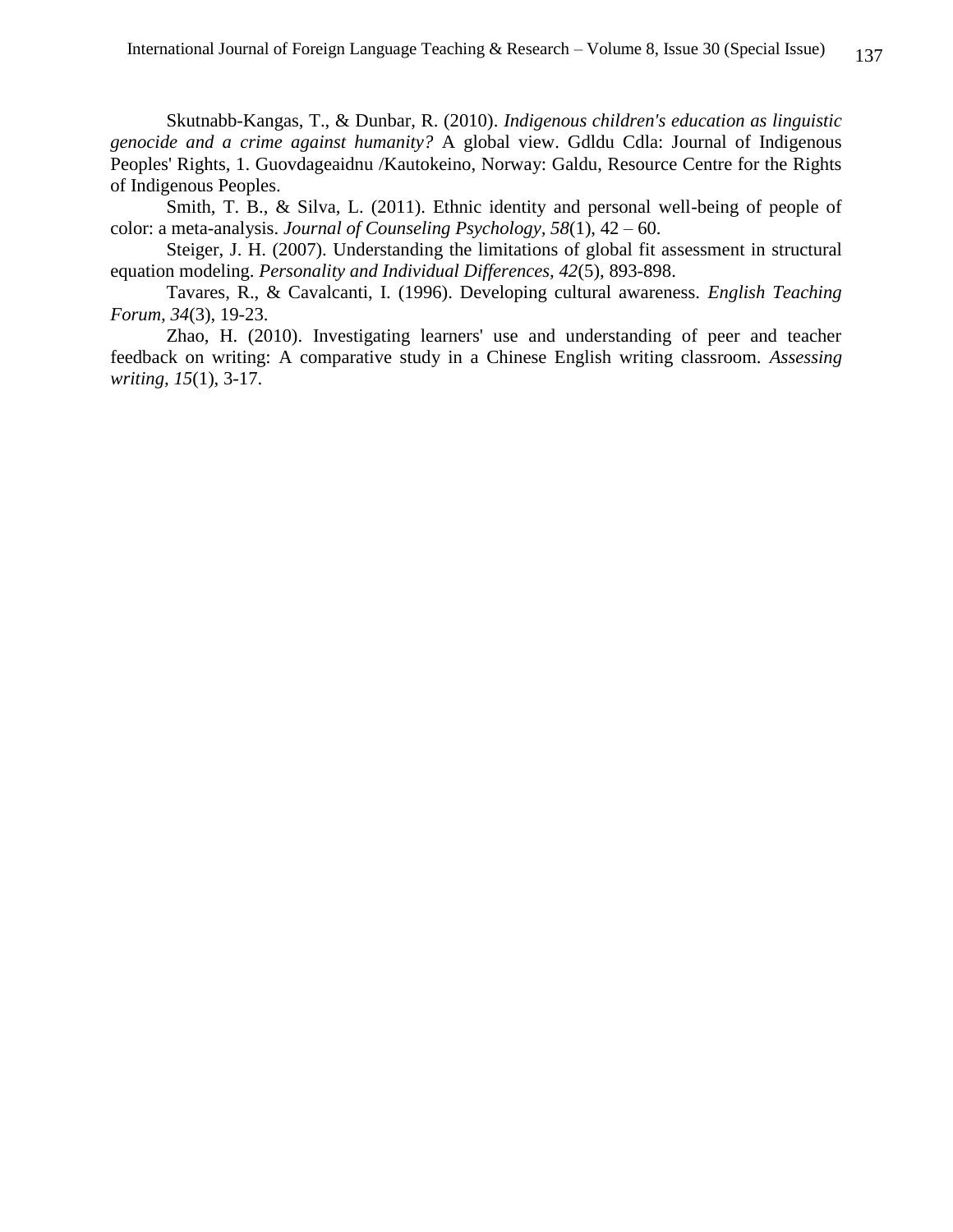Skutnabb-Kangas, T., & Dunbar, R. (2010). *Indigenous children's education as linguistic genocide and a crime against humanity?* A global view. Gdldu Cdla: Journal of Indigenous Peoples' Rights, 1. Guovdageaidnu /Kautokeino, Norway: Galdu, Resource Centre for the Rights of Indigenous Peoples.

Smith, T. B., & Silva, L. (2011). Ethnic identity and personal well-being of people of color: a meta-analysis. *Journal of Counseling Psychology*, *58*(1), 42 – 60.

Steiger, J. H. (2007). Understanding the limitations of global fit assessment in structural equation modeling. *Personality and Individual Differences*, *42*(5), 893-898.

Tavares, R., & Cavalcanti, I. (1996). Developing cultural awareness. *English Teaching Forum*, *34*(3), 19-23.

Zhao, H. (2010). Investigating learners' use and understanding of peer and teacher feedback on writing: A comparative study in a Chinese English writing classroom. *Assessing writing*, *15*(1), 3-17.